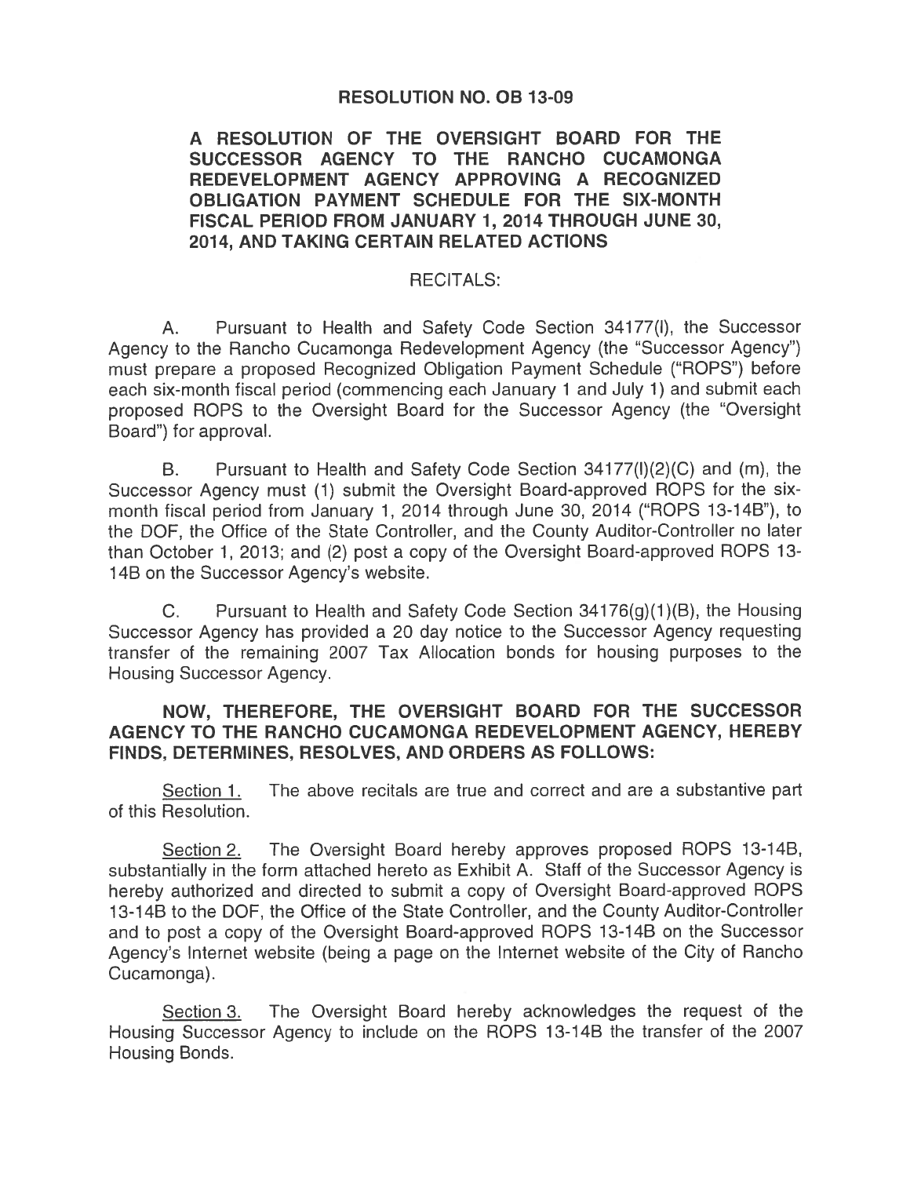# RESOLUTION NO. OB 13-09

## A RESOLUTION OF THE OVERSIGHT BOARD FOR THE SUCCESSOR AGENCY TO THE RANCHO CUCAMONGA REDEVELOPMENT AGENCY APPROVING A RECOGNIZED OBLIGATION PAYMENT SCHEDULE FOR THE SIX-MONTH FISCAL PERIOD FROM JANUARY 1, 2014 THROUGH JUNE 30, 2014, AND TAKING CERTAIN RELATED ACTIONS

RECITALS:

A. Pursuant to Health and Safety Code Section 34177(l), the Successor Agency to the Rancho Cucamonga Redevelopment Agency (the "Successor Agency") must prepare a proposed Recognized Obligation Payment Schedule ("ROPS") before each six-month fiscal period (commencing each January 1 and July 1) and submit each proposed ROPS to the Oversight Board for the Successor Agency (the "Oversight Board") for approval.

B. Pursuant to Health and Safety Code Section 34177(l)(2)(C) and (m), the Successor Agency must (1) submit the Oversight Board-approved ROPS for the six-month fiscal period from January 1, 2014 through June 30, 2014 ("ROPS 13-14B"), to the DOF, the Office of the State Controller, and the County Auditor-Controller no later than October 1, 2013; and (2) post a copy of the Oversight Board-approved ROPS 13-14B on the Successor Agency's website.

C. Pursuant to Health and Safety Code Section 34176(g)(1)(B), the Housing Successor Agency has provided a 20 day notice to the Successor Agency requesting transfer of the remaining 2007 Tax Allocation bonds for housing purposes to the Housing Successor Agency.

**NOW, THEREFORE, THE OVERSIGHT BOARD FOR THE SUCCESSOR AGENCY TO THE RANCHO CUCAMONGA REDEVELOPMENT AGENCY, HEREBY FINDS, DETERMINES, RESOLVES, AND ORDERS AS FOLLOWS:**

Section 1. The above recitals are true and correct and are a substantive part of this Resolution.

Section 2. The Oversight Board hereby approves proposed ROPS 13-14B, substantially in the form attached hereto as Exhibit A. Staff of the Successor Agency is hereby authorized and directed to submit a copy of Oversight Board-approved ROPS 13-14B to the DOF, the Office of the State Controller, and the County Auditor-Controller and to post a copy of the Oversight Board-approved ROPS 13-14B on the Successor Agency's Internet website (being a page on the Internet website of the City of Rancho Cucamonga).

Section 3. The Oversight Board hereby acknowledges the request of the Housing Successor Agency to include on the ROPS 13-14B the transfer of the 2007 Housing Bonds.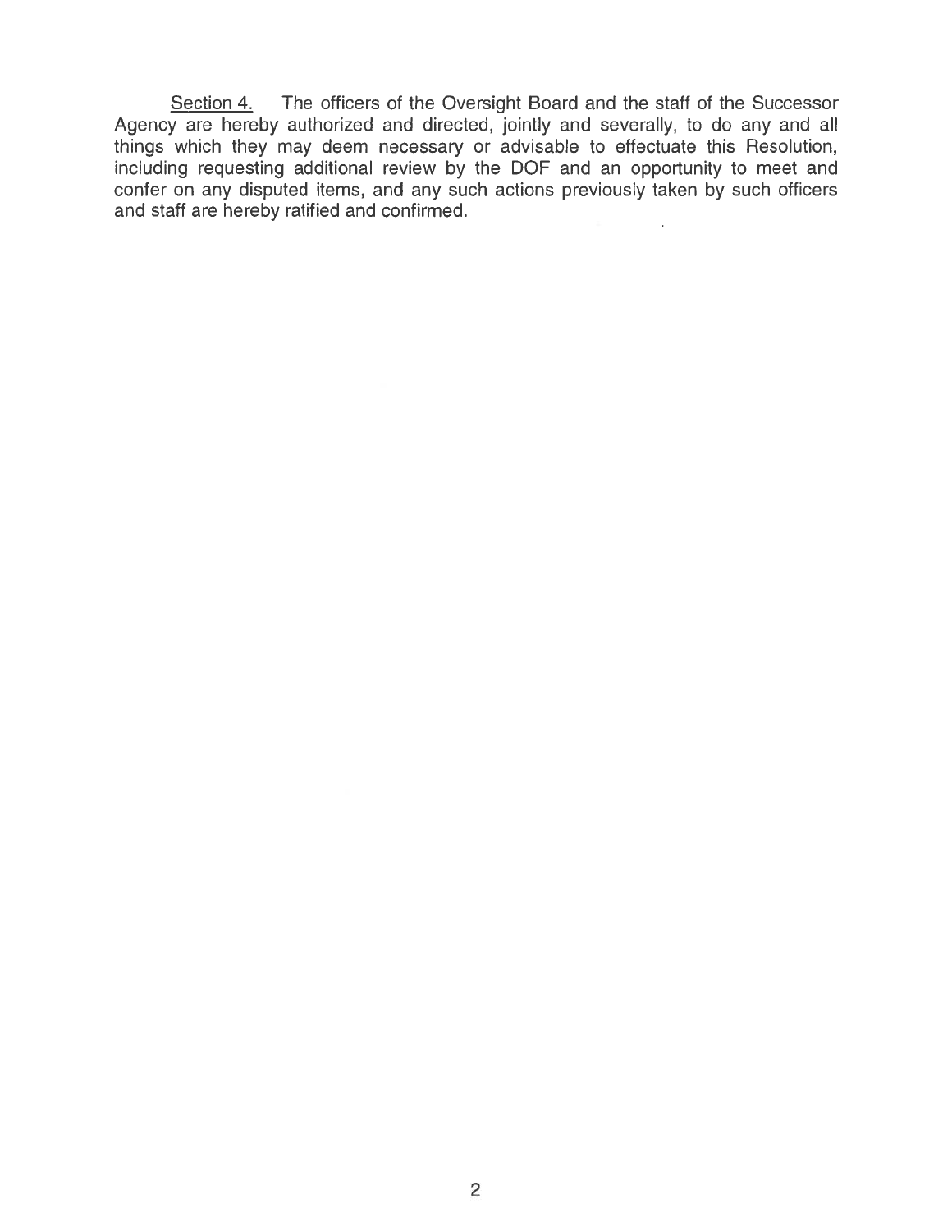<u>Section 4.</u> The officers of the Oversight Board and the staff of the Successor Agency are hereby authorized and directed, jointly and severally, to do any and all things which they may deem necessary or advisable to effectuate this Resolution, including requesting additional review by the DOF and an opportunity to meet and confer on any disputed items, and any such actions previously taken by such officers and staff are hereby ratified and confirmed.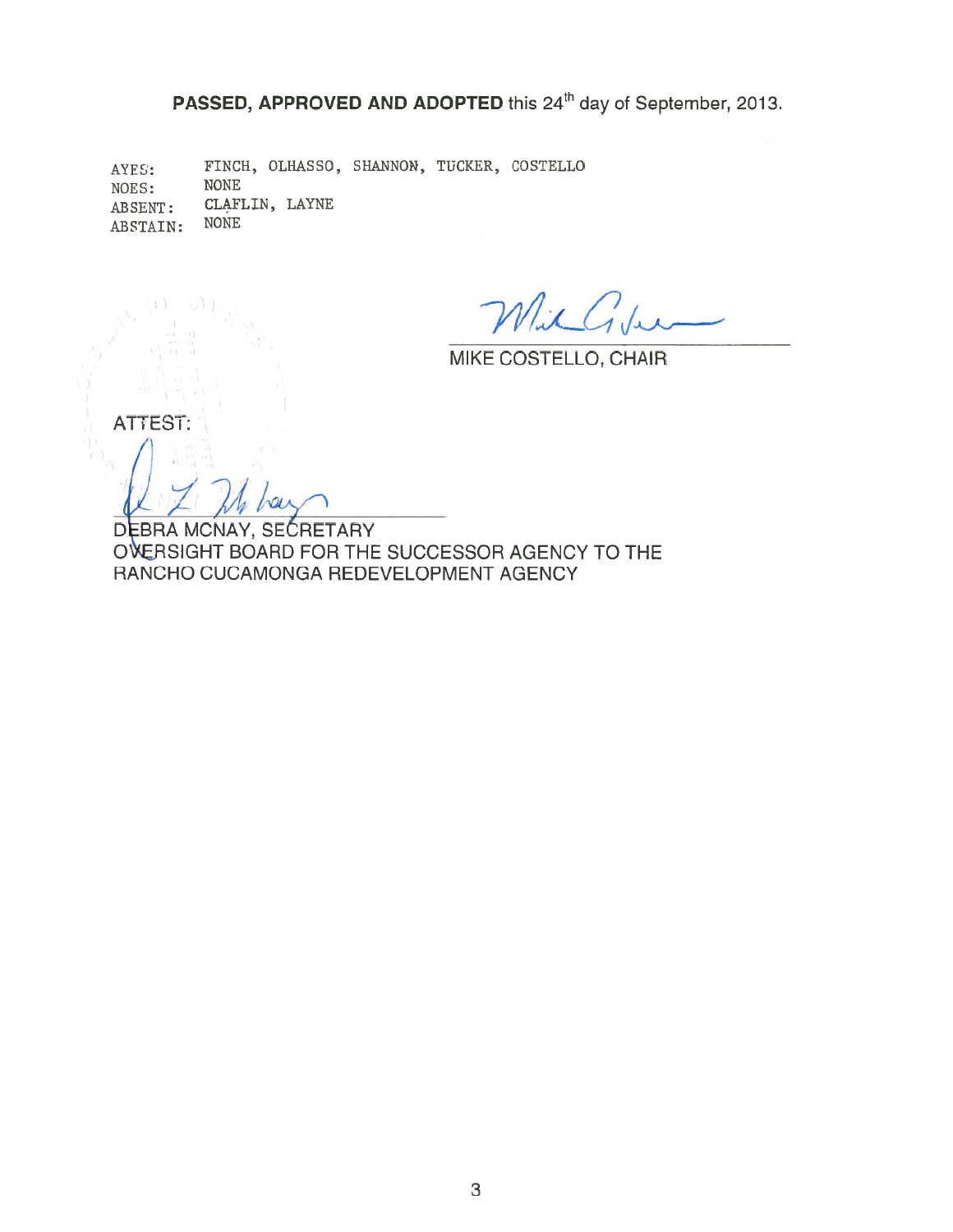**PASSED, APPROVED AND ADOPTED** this 24th day of September, 2013.

AYES: FINCH, OLHASSO, SHANNON, TUCKER, COSTELLO
NOES: NONE
ABSENT: CLAFLIN, LAYNE
ABSTAIN: NONE

MIKE COSTELLO, CHAIR

ATTEST:

DEBRA MCNAY, SECRETARY
OVERSIGHT BOARD FOR THE SUCCESSOR AGENCY TO THE RANCHO CUCAMONGA REDEVELOPMENT AGENCY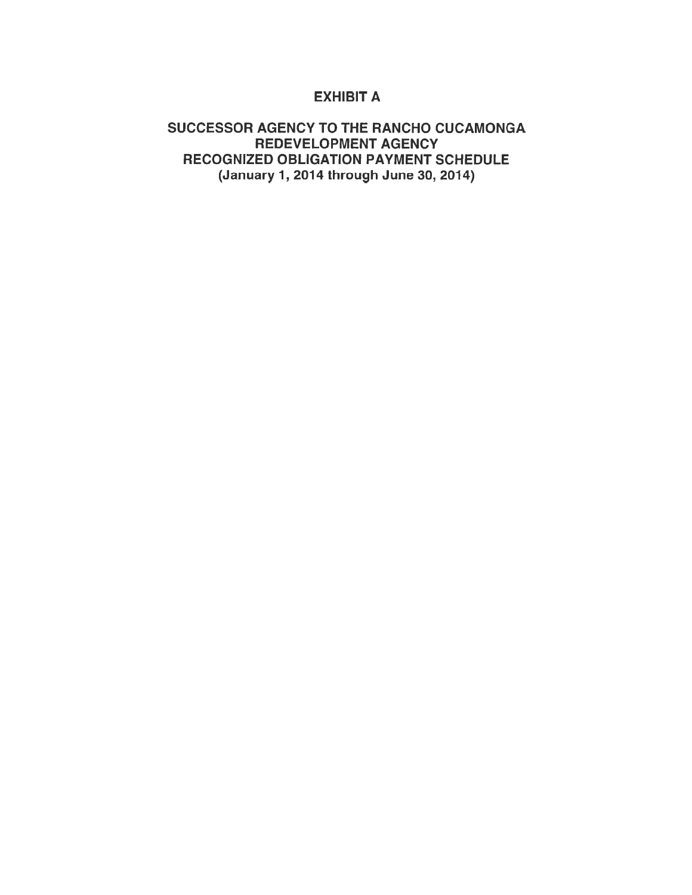# EXHIBIT A

## SUCCESSOR AGENCY TO THE RANCHO CUCAMONGA REDEVELOPMENT AGENCY
## RECOGNIZED OBLIGATION PAYMENT SCHEDULE
### (January 1, 2014 through June 30, 2014)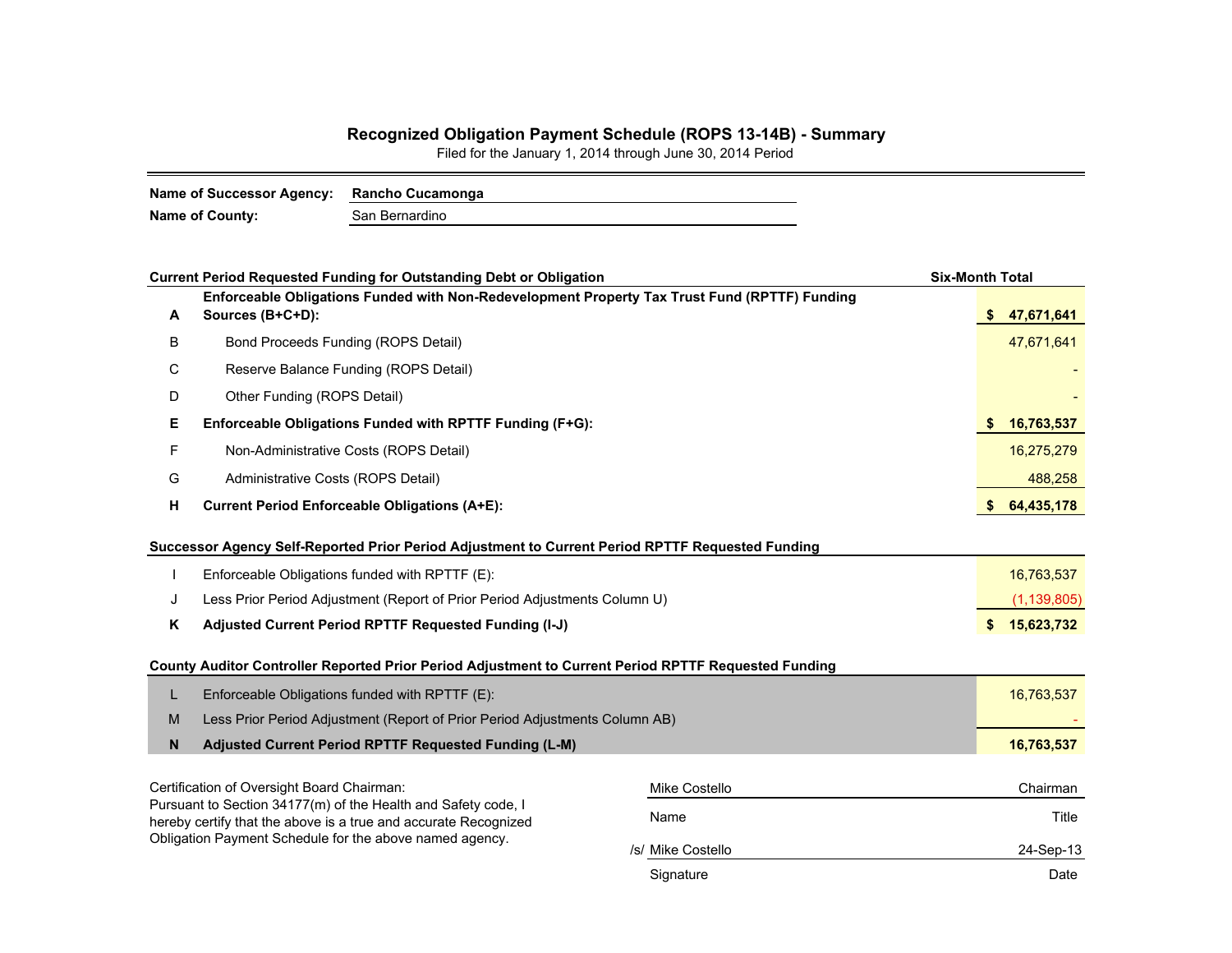## Recognized Obligation Payment Schedule (ROPS 13-14B) - Summary

Filed for the January 1, 2014 through June 30, 2014 Period

**Name of Successor Agency:** **Rancho Cucamonga**

**Name of County:** San Bernardino

| | **Current Period Requested Funding for Outstanding Debt or Obligation** | **Six-Month Total** |
|---|---|---|
| **A** | **Enforceable Obligations Funded with Non-Redevelopment Property Tax Trust Fund (RPTTF) Funding Sources (B+C+D):** | **$ 47,671,641** |
| B | Bond Proceeds Funding (ROPS Detail) | 47,671,641 |
| C | Reserve Balance Funding (ROPS Detail) | - |
| D | Other Funding (ROPS Detail) | - |
| **E** | **Enforceable Obligations Funded with RPTTF Funding (F+G):** | **$ 16,763,537** |
| F | Non-Administrative Costs (ROPS Detail) | 16,275,279 |
| G | Administrative Costs (ROPS Detail) | 488,258 |
| **H** | **Current Period Enforceable Obligations (A+E):** | **$ 64,435,178** |

| | **Successor Agency Self-Reported Prior Period Adjustment to Current Period RPTTF Requested Funding** | |
|---|---|---|
| I | Enforceable Obligations funded with RPTTF (E): | 16,763,537 |
| J | Less Prior Period Adjustment (Report of Prior Period Adjustments Column U) | (1,139,805) |
| **K** | **Adjusted Current Period RPTTF Requested Funding (I-J)** | **$ 15,623,732** |

| | **County Auditor Controller Reported Prior Period Adjustment to Current Period RPTTF Requested Funding** | |
|---|---|---|
| L | Enforceable Obligations funded with RPTTF (E): | 16,763,537 |
| M | Less Prior Period Adjustment (Report of Prior Period Adjustments Column AB) | - |
| **N** | **Adjusted Current Period RPTTF Requested Funding (L-M)** | **16,763,537** |

Certification of Oversight Board Chairman:
Pursuant to Section 34177(m) of the Health and Safety code, I hereby certify that the above is a true and accurate Recognized Obligation Payment Schedule for the above named agency.

| Mike Costello | Chairman |
|---|---|
| Name | Title |
| /s/ Mike Costello | 24-Sep-13 |
| Signature | Date |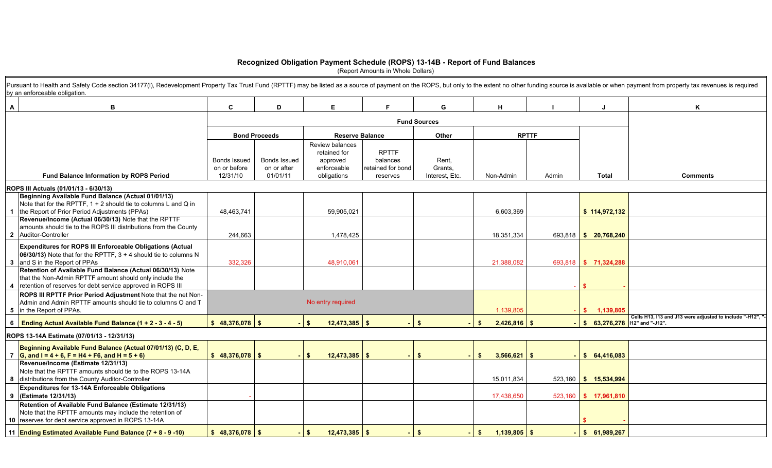# Recognized Obligation Payment Schedule (ROPS) 13-14B - Report of Fund Balances

(Report Amounts in Whole Dollars)

Pursuant to Health and Safety Code section 34177(l), Redevelopment Property Tax Trust Fund (RPTTF) may be listed as a source of payment on the ROPS, but only to the extent no other funding source is available or when payment from property tax revenues is required by an enforceable obligation.

| A | B | C | D | E | F | G | H | I | J | K |
|---|---|---|---|---|---|---|---|---|---|---|
| | | Fund Sources | | | | | | | | |
| | | Bond Proceeds | | Reserve Balance | | Other | RPTTF | | | |
| | **Fund Balance Information by ROPS Period** | Bonds Issued on or before 12/31/10 | Bonds Issued on or after 01/01/11 | Review balances retained for approved enforceable obligations | RPTTF balances retained for bond reserves | Rent, Grants, Interest, Etc. | Non-Admin | Admin | **Total** | **Comments** |
| | **ROPS III Actuals (01/01/13 - 6/30/13)** | | | | | | | | | |
| 1 | **Beginning Available Fund Balance (Actual 01/01/13)** Note that for the RPTTF, 1 + 2 should tie to columns L and Q in the Report of Prior Period Adjustments (PPAs) | 48,463,741 | | 59,905,021 | | | 6,603,369 | | $ 114,972,132 | |
| 2 | **Revenue/Income (Actual 06/30/13)** Note that the RPTTF amounts should tie to the ROPS III distributions from the County Auditor-Controller | 244,663 | | 1,478,425 | | | 18,351,334 | 693,818 | $ 20,768,240 | |
| 3 | **Expenditures for ROPS III Enforceable Obligations (Actual 06/30/13)** Note that for the RPTTF, 3 + 4 should tie to columns N and S in the Report of PPAs | 332,326 | | 48,910,061 | | | 21,388,082 | 693,818 | $ 71,324,288 | |
| 4 | **Retention of Available Fund Balance (Actual 06/30/13)** Note that the Non-Admin RPTTF amount should only include the retention of reserves for debt service approved in ROPS III | | | | | | | - | $ - | |
| 5 | **ROPS III RPTTF Prior Period Adjustment** Note that the net Non-Admin and Admin RPTTF amounts should tie to columns O and T in the Report of PPAs. | No entry required | | | | | 1,139,805 | - | $ 1,139,805 | |
| 6 | **Ending Actual Available Fund Balance (1 + 2 - 3 - 4 - 5)** | $ 48,376,078 | $ - | $ 12,473,385 | $ - | $ - | $ 2,426,816 | $ - | $ 63,276,278 | Cells H13, I13 and J13 were adjusted to include "-H12", "-I12" and "-J12". |
| | **ROPS 13-14A Estimate (07/01/13 - 12/31/13)** | | | | | | | | | |
| 7 | **Beginning Available Fund Balance (Actual 07/01/13) (C, D, E, G, and I = 4 + 6, F = H4 + F6, and H = 5 + 6)** | $ 48,376,078 | $ - | $ 12,473,385 | $ - | $ - | $ 3,566,621 | $ - | $ 64,416,083 | |
| 8 | **Revenue/Income (Estimate 12/31/13)** Note that the RPTTF amounts should tie to the ROPS 13-14A distributions from the County Auditor-Controller | | | | | | 15,011,834 | 523,160 | $ 15,534,994 | |
| 9 | **Expenditures for 13-14A Enforceable Obligations (Estimate 12/31/13)** | - | | | | | 17,438,650 | 523,160 | $ 17,961,810 | |
| 10 | **Retention of Available Fund Balance (Estimate 12/31/13)** Note that the RPTTF amounts may include the retention of reserves for debt service approved in ROPS 13-14A | | | | | | | | $ - | |
| 11 | **Ending Estimated Available Fund Balance (7 + 8 - 9 -10)** | $ 48,376,078 | $ - | $ 12,473,385 | $ - | $ - | $ 1,139,805 | $ - | $ 61,989,267 | |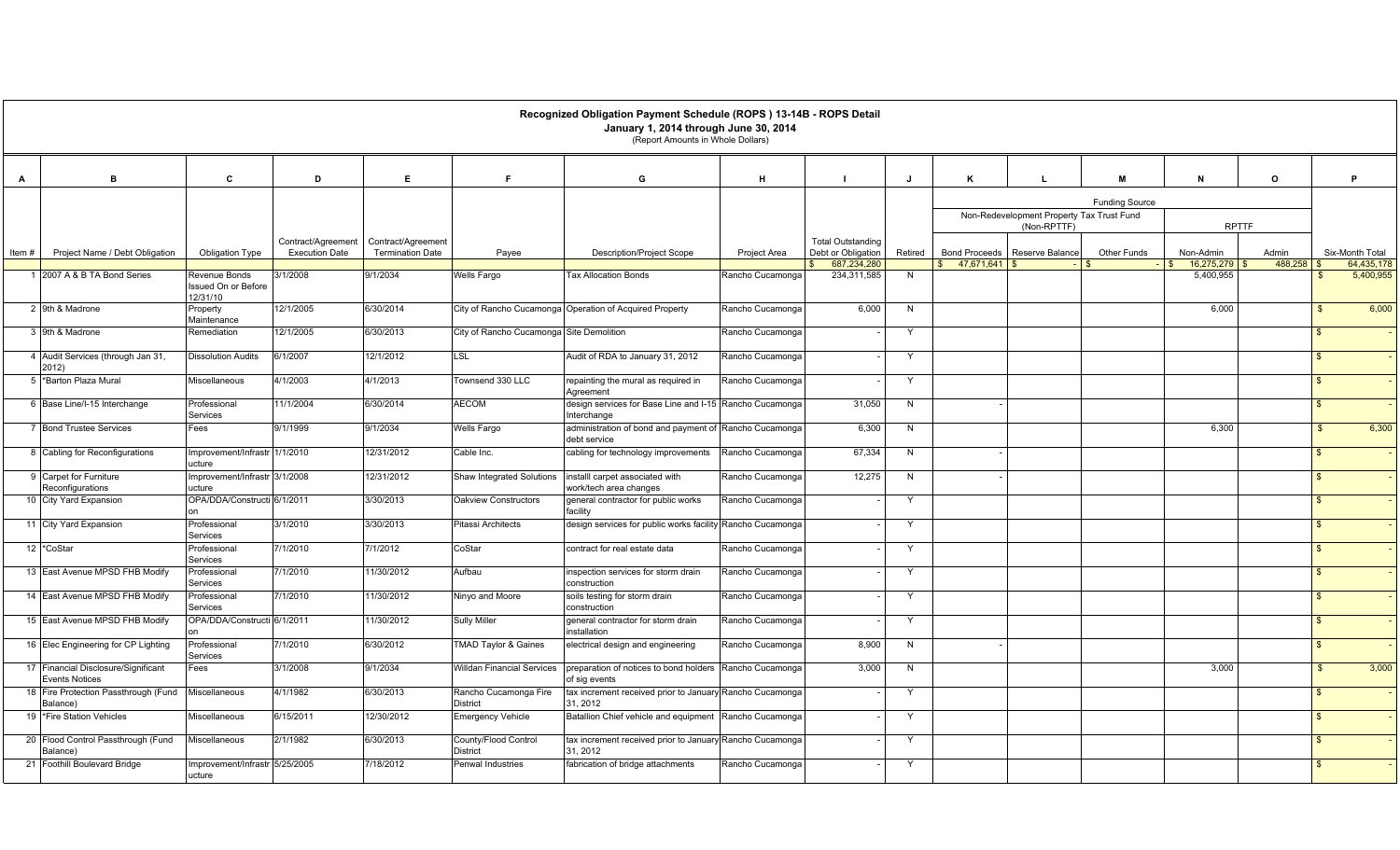# Recognized Obligation Payment Schedule (ROPS ) 13-14B - ROPS Detail

**January 1, 2014 through June 30, 2014**

(Report Amounts in Whole Dollars)

| A | B | C | D | E | F | G | H | I | J | K | L | M | N | O | P |
|---|---|---|---|---|---|---|---|---|---|---|---|---|---|---|---|
| | | | | | | | | | | Funding Source | | | | | |
| | | | | | | | | | | Non-Redevelopment Property Tax Trust Fund (Non-RPTTF) | | | RPTTF | | |
| Item # | Project Name / Debt Obligation | Obligation Type | Contract/Agreement Execution Date | Contract/Agreement Termination Date | Payee | Description/Project Scope | Project Area | Total Outstanding Debt or Obligation | Retired | Bond Proceeds | Reserve Balance | Other Funds | Non-Admin | Admin | Six-Month Total |
| | | | | | | | | $ 687,234,280 | | $ 47,671,641 | $ - | $ - | $ 16,275,279 | $ 488,258 | $ 64,435,178 |
| 1 | 2007 A & B TA Bond Series | Revenue Bonds Issued On or Before 12/31/10 | 3/1/2008 | 9/1/2034 | Wells Fargo | Tax Allocation Bonds | Rancho Cucamonga | 234,311,585 | N | | | | 5,400,955 | | $ 5,400,955 |
| 2 | 9th & Madrone | Property Maintenance | 12/1/2005 | 6/30/2014 | City of Rancho Cucamonga | Operation of Acquired Property | Rancho Cucamonga | 6,000 | N | | | | 6,000 | | $ 6,000 |
| 3 | 9th & Madrone | Remediation | 12/1/2005 | 6/30/2013 | City of Rancho Cucamonga | Site Demolition | Rancho Cucamonga | - | Y | | | | | | $ - |
| 4 | Audit Services (through Jan 31, 2012) | Dissolution Audits | 6/1/2007 | 12/1/2012 | LSL | Audit of RDA to January 31, 2012 | Rancho Cucamonga | - | Y | | | | | | $ - |
| 5 | *Barton Plaza Mural | Miscellaneous | 4/1/2003 | 4/1/2013 | Townsend 330 LLC | repainting the mural as required in Agreement | Rancho Cucamonga | - | Y | | | | | | $ - |
| 6 | Base Line/I-15 Interchange | Professional Services | 11/1/2004 | 6/30/2014 | AECOM | design services for Base Line and I-15 Interchange | Rancho Cucamonga | 31,050 | N | - | | | | | $ - |
| 7 | Bond Trustee Services | Fees | 9/1/1999 | 9/1/2034 | Wells Fargo | administration of bond and payment of debt service | Rancho Cucamonga | 6,300 | N | | | | 6,300 | | $ 6,300 |
| 8 | Cabling for Reconfigurations | Improvement/Infrastructure | 1/1/2010 | 12/31/2012 | Cable Inc. | cabling for technology improvements | Rancho Cucamonga | 67,334 | N | - | | | | | $ - |
| 9 | Carpet for Furniture Reconfigurations | Improvement/Infrastructure | 3/1/2008 | 12/31/2012 | Shaw Integrated Solutions | installl carpet associated with work/tech area changes | Rancho Cucamonga | 12,275 | N | - | | | | | $ - |
| 10 | City Yard Expansion | OPA/DDA/Construction | 6/1/2011 | 3/30/2013 | Oakview Constructors | general contractor for public works facility | Rancho Cucamonga | - | Y | | | | | | $ - |
| 11 | City Yard Expansion | Professional Services | 3/1/2010 | 3/30/2013 | Pitassi Architects | design services for public works facility | Rancho Cucamonga | - | Y | | | | | | $ - |
| 12 | *CoStar | Professional Services | 7/1/2010 | 7/1/2012 | CoStar | contract for real estate data | Rancho Cucamonga | - | Y | | | | | | $ - |
| 13 | East Avenue MPSD FHB Modify | Professional Services | 7/1/2010 | 11/30/2012 | Aufbau | inspection services for storm drain construction | Rancho Cucamonga | - | Y | | | | | | $ - |
| 14 | East Avenue MPSD FHB Modify | Professional Services | 7/1/2010 | 11/30/2012 | Ninyo and Moore | soils testing for storm drain construction | Rancho Cucamonga | - | Y | | | | | | $ - |
| 15 | East Avenue MPSD FHB Modify | OPA/DDA/Construction | 6/1/2011 | 11/30/2012 | Sully Miller | general contractor for storm drain installation | Rancho Cucamonga | - | Y | | | | | | $ - |
| 16 | Elec Engineering for CP Lighting | Professional Services | 7/1/2010 | 6/30/2012 | TMAD Taylor & Gaines | electrical design and engineering | Rancho Cucamonga | 8,900 | N | - | | | | | $ - |
| 17 | Financial Disclosure/Significant Events Notices | Fees | 3/1/2008 | 9/1/2034 | Willdan Financial Services | preparation of notices to bond holders of sig events | Rancho Cucamonga | 3,000 | N | | | | 3,000 | | $ 3,000 |
| 18 | Fire Protection Passthrough (Fund Balance) | Miscellaneous | 4/1/1982 | 6/30/2013 | Rancho Cucamonga Fire District | tax increment received prior to January 31, 2012 | Rancho Cucamonga | - | Y | | | | | | $ - |
| 19 | *Fire Station Vehicles | Miscellaneous | 6/15/2011 | 12/30/2012 | Emergency Vehicle | Batallion Chief vehicle and equipment | Rancho Cucamonga | - | Y | | | | | | $ - |
| 20 | Flood Control Passthrough (Fund Balance) | Miscellaneous | 2/1/1982 | 6/30/2013 | County/Flood Control District | tax increment received prior to January 31, 2012 | Rancho Cucamonga | - | Y | | | | | | $ - |
| 21 | Foothill Boulevard Bridge | Improvement/Infrastructure | 5/25/2005 | 7/18/2012 | Penwal Industries | fabrication of bridge attachments | Rancho Cucamonga | - | Y | | | | | | $ - |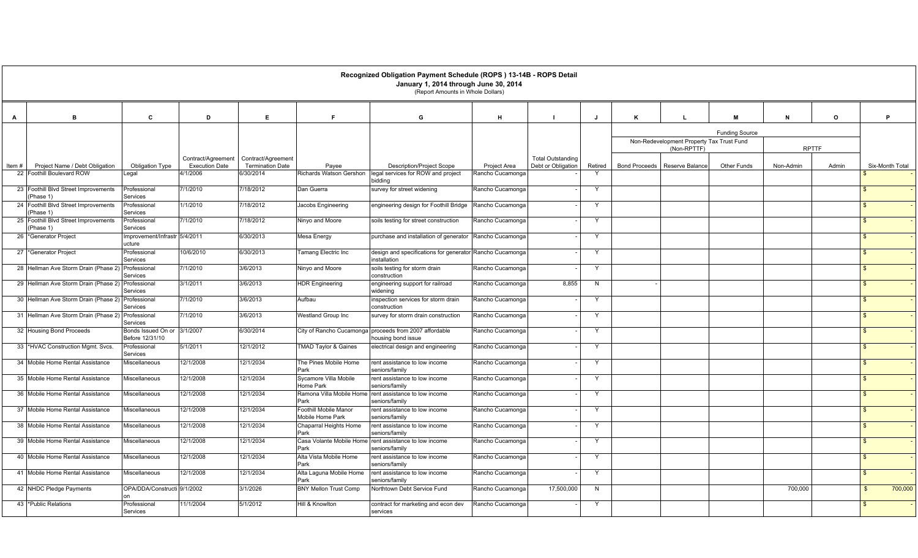**Recognized Obligation Payment Schedule (ROPS ) 13-14B - ROPS Detail**
**January 1, 2014 through June 30, 2014**
(Report Amounts in Whole Dollars)

| A | B | C | D | E | F | G | H | I | J | K | L | M | N | O | P |
|---|---|---|---|---|---|---|---|---|---|---|---|---|---|---|---|
| | | | | | | | | | | Funding Source | | | | | |
| | | | | | | | | | | Non-Redevelopment Property Tax Trust Fund (Non-RPTTF) | | | RPTTF | | |
| Item # | Project Name / Debt Obligation | Obligation Type | Contract/Agreement Execution Date | Contract/Agreement Termination Date | Payee | Description/Project Scope | Project Area | Total Outstanding Debt or Obligation | Retired | Bond Proceeds | Reserve Balance | Other Funds | Non-Admin | Admin | Six-Month Total |
| 22 | Foothill Boulevard ROW | Legal | 4/1/2006 | 6/30/2014 | Richards Watson Gershon | legal services for ROW and project bidding | Rancho Cucamonga | - | Y | | | | | | $ - |
| 23 | Foothill Blvd Street Improvements (Phase 1) | Professional Services | 7/1/2010 | 7/18/2012 | Dan Guerra | survey for street widening | Rancho Cucamonga | - | Y | | | | | | $ - |
| 24 | Foothill Blvd Street Improvements (Phase 1) | Professional Services | 1/1/2010 | 7/18/2012 | Jacobs Engineering | engineering design for Foothill Bridge | Rancho Cucamonga | - | Y | | | | | | $ - |
| 25 | Foothill Blvd Street Improvements (Phase 1) | Professional Services | 7/1/2010 | 7/18/2012 | Ninyo and Moore | soils testing for street construction | Rancho Cucamonga | - | Y | | | | | | $ - |
| 26 | *Generator Project | Improvement/Infrastructure | 5/4/2011 | 6/30/2013 | Mesa Energy | purchase and installation of generator | Rancho Cucamonga | - | Y | | | | | | $ - |
| 27 | *Generator Project | Professional Services | 10/6/2010 | 6/30/2013 | Tamang Electric Inc | design and specifications for generator installation | Rancho Cucamonga | - | Y | | | | | | $ - |
| 28 | Hellman Ave Storm Drain (Phase 2) | Professional Services | 7/1/2010 | 3/6/2013 | Ninyo and Moore | soils testing for storm drain construction | Rancho Cucamonga | - | Y | | | | | | $ - |
| 29 | Hellman Ave Storm Drain (Phase 2) | Professional Services | 3/1/2011 | 3/6/2013 | HDR Engineering | engineering support for railroad widening | Rancho Cucamonga | 8,855 | N | - | | | | | $ - |
| 30 | Hellman Ave Storm Drain (Phase 2) | Professional Services | 7/1/2010 | 3/6/2013 | Aufbau | inspection services for storm drain construction | Rancho Cucamonga | - | Y | | | | | | $ - |
| 31 | Hellman Ave Storm Drain (Phase 2) | Professional Services | 7/1/2010 | 3/6/2013 | Westland Group Inc | survey for storm drain construction | Rancho Cucamonga | - | Y | | | | | | $ - |
| 32 | Housing Bond Proceeds | Bonds Issued On or Before 12/31/10 | 3/1/2007 | 6/30/2014 | City of Rancho Cucamonga | proceeds from 2007 affordable housing bond issue | Rancho Cucamonga | - | Y | | | | | | $ - |
| 33 | *HVAC Construction Mgmt. Svcs. | Professional Services | 5/1/2011 | 12/1/2012 | TMAD Taylor & Gaines | electrical design and engineering | Rancho Cucamonga | - | Y | | | | | | $ - |
| 34 | Mobile Home Rental Assistance | Miscellaneous | 12/1/2008 | 12/1/2034 | The Pines Mobile Home Park | rent assistance to low income seniors/family | Rancho Cucamonga | - | Y | | | | | | $ - |
| 35 | Mobile Home Rental Assistance | Miscellaneous | 12/1/2008 | 12/1/2034 | Sycamore Villa Mobile Home Park | rent assistance to low income seniors/family | Rancho Cucamonga | - | Y | | | | | | $ - |
| 36 | Mobile Home Rental Assistance | Miscellaneous | 12/1/2008 | 12/1/2034 | Ramona Villa Mobile Home Park | rent assistance to low income seniors/family | Rancho Cucamonga | - | Y | | | | | | $ - |
| 37 | Mobile Home Rental Assistance | Miscellaneous | 12/1/2008 | 12/1/2034 | Foothill Mobile Manor Mobile Home Park | rent assistance to low income seniors/family | Rancho Cucamonga | - | Y | | | | | | $ - |
| 38 | Mobile Home Rental Assistance | Miscellaneous | 12/1/2008 | 12/1/2034 | Chaparral Heights Home Park | rent assistance to low income seniors/family | Rancho Cucamonga | - | Y | | | | | | $ - |
| 39 | Mobile Home Rental Assistance | Miscellaneous | 12/1/2008 | 12/1/2034 | Casa Volante Mobile Home Park | rent assistance to low income seniors/family | Rancho Cucamonga | - | Y | | | | | | $ - |
| 40 | Mobile Home Rental Assistance | Miscellaneous | 12/1/2008 | 12/1/2034 | Alta Vista Mobile Home Park | rent assistance to low income seniors/family | Rancho Cucamonga | - | Y | | | | | | $ - |
| 41 | Mobile Home Rental Assistance | Miscellaneous | 12/1/2008 | 12/1/2034 | Alta Laguna Mobile Home Park | rent assistance to low income seniors/family | Rancho Cucamonga | - | Y | | | | | | $ - |
| 42 | NHDC Pledge Payments | OPA/DDA/Construction | 9/1/2002 | 3/1/2026 | BNY Mellon Trust Comp | Northtown Debt Service Fund | Rancho Cucamonga | 17,500,000 | N | | | | 700,000 | | $ 700,000 |
| 43 | *Public Relations | Professional Services | 11/1/2004 | 5/1/2012 | Hill & Knowlton | contract for marketing and econ dev services | Rancho Cucamonga | - | Y | | | | | | $ - |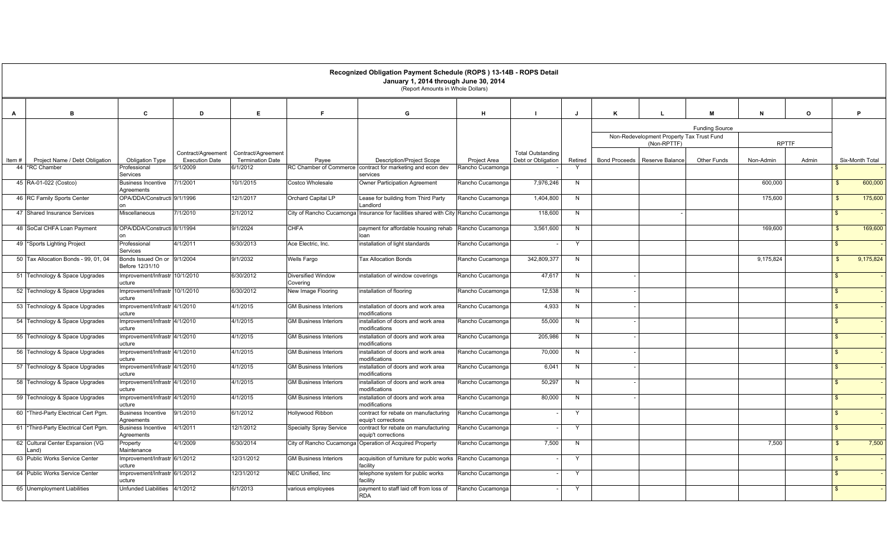## Recognized Obligation Payment Schedule (ROPS ) 13-14B - ROPS Detail

**January 1, 2014 through June 30, 2014**

(Report Amounts in Whole Dollars)

| A | B | C | D | E | F | G | H | I | J | K | L | M | N | O | P |
|---|---|---|---|---|---|---|---|---|---|---|---|---|---|---|---|
| | | | | | | | | | | Funding Source | | | | | |
| | | | | | | | | | | Non-Redevelopment Property Tax Trust Fund (Non-RPTTF) | | | RPTTF | | |
| Item # | Project Name / Debt Obligation | Obligation Type | Contract/Agreement Execution Date | Contract/Agreement Termination Date | Payee | Description/Project Scope | Project Area | Total Outstanding Debt or Obligation | Retired | Bond Proceeds | Reserve Balance | Other Funds | Non-Admin | Admin | Six-Month Total |
| 44 | *RC Chamber | Professional Services | 5/1/2009 | 6/1/2012 | RC Chamber of Commerce | contract for marketing and econ dev services | Rancho Cucamonga | - | Y | | | | | | $ - |
| 45 | RA-01-022 (Costco) | Business Incentive Agreements | 7/1/2001 | 10/1/2015 | Costco Wholesale | Owner Participation Agreement | Rancho Cucamonga | 7,976,246 | N | | | | 600,000 | | $ 600,000 |
| 46 | RC Family Sports Center | OPA/DDA/Construction | 9/1/1996 | 12/1/2017 | Orchard Capital LP | Lease for building from Third Party Landlord | Rancho Cucamonga | 1,404,800 | N | | | | 175,600 | | $ 175,600 |
| 47 | Shared Insurance Services | Miscellaneous | 7/1/2010 | 2/1/2012 | City of Rancho Cucamonga | Insurance for facilities shared with City | Rancho Cucamonga | 118,600 | N | | - | | | | $ - |
| 48 | SoCal CHFA Loan Payment | OPA/DDA/Construction | 8/1/1994 | 9/1/2024 | CHFA | payment for affordable housing rehab loan | Rancho Cucamonga | 3,561,600 | N | | | | 169,600 | | $ 169,600 |
| 49 | *Sports Lighting Project | Professional Services | 4/1/2011 | 6/30/2013 | Ace Electric, Inc. | installation of light standards | Rancho Cucamonga | - | Y | | | | | | $ - |
| 50 | Tax Allocation Bonds - 99, 01, 04 | Bonds Issued On or Before 12/31/10 | 9/1/2004 | 9/1/2032 | Wells Fargo | Tax Allocation Bonds | Rancho Cucamonga | 342,809,377 | N | | | | 9,175,824 | | $ 9,175,824 |
| 51 | Technology & Space Upgrades | Improvement/Infrastructure | 10/1/2010 | 6/30/2012 | Diversified Window Covering | installation of window coverings | Rancho Cucamonga | 47,617 | N | - | | | | | $ - |
| 52 | Technology & Space Upgrades | Improvement/Infrastructure | 10/1/2010 | 6/30/2012 | New Image Flooring | installation of flooring | Rancho Cucamonga | 12,538 | N | - | | | | | $ - |
| 53 | Technology & Space Upgrades | Improvement/Infrastructure | 4/1/2010 | 4/1/2015 | GM Business Interiors | installation of doors and work area modifications | Rancho Cucamonga | 4,933 | N | - | | | | | $ - |
| 54 | Technology & Space Upgrades | Improvement/Infrastructure | 4/1/2010 | 4/1/2015 | GM Business Interiors | installation of doors and work area modifications | Rancho Cucamonga | 55,000 | N | - | | | | | $ - |
| 55 | Technology & Space Upgrades | Improvement/Infrastructure | 4/1/2010 | 4/1/2015 | GM Business Interiors | installation of doors and work area modifications | Rancho Cucamonga | 205,986 | N | - | | | | | $ - |
| 56 | Technology & Space Upgrades | Improvement/Infrastructure | 4/1/2010 | 4/1/2015 | GM Business Interiors | installation of doors and work area modifications | Rancho Cucamonga | 70,000 | N | - | | | | | $ - |
| 57 | Technology & Space Upgrades | Improvement/Infrastructure | 4/1/2010 | 4/1/2015 | GM Business Interiors | installation of doors and work area modifications | Rancho Cucamonga | 6,041 | N | - | | | | | $ - |
| 58 | Technology & Space Upgrades | Improvement/Infrastructure | 4/1/2010 | 4/1/2015 | GM Business Interiors | installation of doors and work area modifications | Rancho Cucamonga | 50,297 | N | - | | | | | $ - |
| 59 | Technology & Space Upgrades | Improvement/Infrastructure | 4/1/2010 | 4/1/2015 | GM Business Interiors | installation of doors and work area modifications | Rancho Cucamonga | 80,000 | N | - | | | | | $ - |
| 60 | *Third-Party Electrical Cert Pgm. | Business Incentive Agreements | 9/1/2010 | 6/1/2012 | Hollywood Ribbon | contract for rebate on manufacturing equip't corrections | Rancho Cucamonga | - | Y | | | | | | $ - |
| 61 | *Third-Party Electrical Cert Pgm. | Business Incentive Agreements | 4/1/2011 | 12/1/2012 | Specialty Spray Service | contract for rebate on manufacturing equip't corrections | Rancho Cucamonga | - | Y | | | | | | $ - |
| 62 | Cultural Center Expansion (VG Land) | Property Maintenance | 4/1/2009 | 6/30/2014 | City of Rancho Cucamonga | Operation of Acquired Property | Rancho Cucamonga | 7,500 | N | | | | 7,500 | | $ 7,500 |
| 63 | Public Works Service Center | Improvement/Infrastructure | 6/1/2012 | 12/31/2012 | GM Business Interiors | acquisition of furniture for publc works facility | Rancho Cucamonga | - | Y | | | | | | $ - |
| 64 | Public Works Service Center | Improvement/Infrastructure | 6/1/2012 | 12/31/2012 | NEC Unified, Iinc | telephone system for public works facility | Rancho Cucamonga | - | Y | | | | | | $ - |
| 65 | Unemployment Liabilities | Unfunded Liabilities | 4/1/2012 | 6/1/2013 | various employees | payment to staff laid off from loss of RDA | Rancho Cucamonga | - | Y | | | | | | $ - |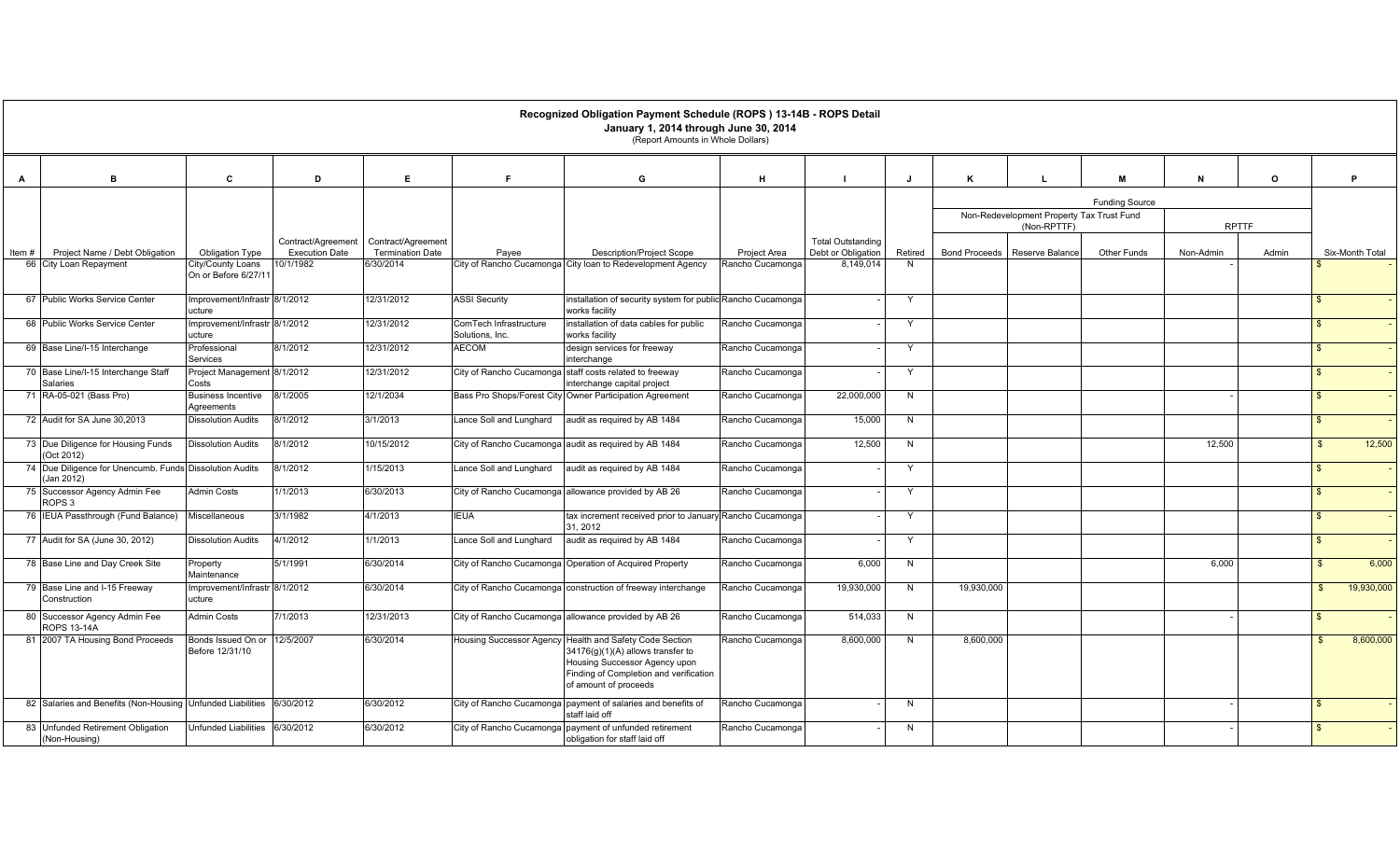# Recognized Obligation Payment Schedule (ROPS ) 13-14B - ROPS Detail

**January 1, 2014 through June 30, 2014**

(Report Amounts in Whole Dollars)

| A | B | C | D | E | F | G | H | I | J | K | L | M | N | O | P |
|---|---|---|---|---|---|---|---|---|---|---|---|---|---|---|---|
| | | | | | | | | | | Funding Source | | | | | |
| | | | | | | | | | | Non-Redevelopment Property Tax Trust Fund (Non-RPTTF) | | | RPTTF | | |
| Item # | Project Name / Debt Obligation | Obligation Type | Contract/Agreement Execution Date | Contract/Agreement Termination Date | Payee | Description/Project Scope | Project Area | Total Outstanding Debt or Obligation | Retired | Bond Proceeds | Reserve Balance | Other Funds | Non-Admin | Admin | Six-Month Total |
| 66 | City Loan Repayment | City/County Loans On or Before 6/27/11 | 10/1/1982 | 6/30/2014 | City of Rancho Cucamonga | City loan to Redevelopment Agency | Rancho Cucamonga | 8,149,014 | N | | | | - | | $ - |
| 67 | Public Works Service Center | Improvement/Infrastructure | 8/1/2012 | 12/31/2012 | ASSI Security | installation of security system for public works facility | Rancho Cucamonga | - | Y | | | | | | $ - |
| 68 | Public Works Service Center | Improvement/Infrastructure | 8/1/2012 | 12/31/2012 | ComTech Infrastructure Solutions, Inc. | installation of data cables for public works facility | Rancho Cucamonga | - | Y | | | | | | $ - |
| 69 | Base Line/I-15 Interchange | Professional Services | 8/1/2012 | 12/31/2012 | AECOM | design services for freeway interchange | Rancho Cucamonga | - | Y | | | | | | $ - |
| 70 | Base Line/I-15 Interchange Staff Salaries | Project Management Costs | 8/1/2012 | 12/31/2012 | City of Rancho Cucamonga | staff costs related to freeway interchange capital project | Rancho Cucamonga | - | Y | | | | | | $ - |
| 71 | RA-05-021 (Bass Pro) | Business Incentive Agreements | 8/1/2005 | 12/1/2034 | Bass Pro Shops/Forest City | Owner Participation Agreement | Rancho Cucamonga | 22,000,000 | N | | | | - | | $ - |
| 72 | Audit for SA June 30,2013 | Dissolution Audits | 8/1/2012 | 3/1/2013 | Lance Soll and Lunghard | audit as required by AB 1484 | Rancho Cucamonga | 15,000 | N | | | | | | $ - |
| 73 | Due Diligence for Housing Funds (Oct 2012) | Dissolution Audits | 8/1/2012 | 10/15/2012 | City of Rancho Cucamonga | audit as required by AB 1484 | Rancho Cucamonga | 12,500 | N | | | | 12,500 | | $ 12,500 |
| 74 | Due Diligence for Unencumb. Funds (Jan 2012) | Dissolution Audits | 8/1/2012 | 1/15/2013 | Lance Soll and Lunghard | audit as required by AB 1484 | Rancho Cucamonga | - | Y | | | | | | $ - |
| 75 | Successor Agency Admin Fee ROPS 3 | Admin Costs | 1/1/2013 | 6/30/2013 | City of Rancho Cucamonga | allowance provided by AB 26 | Rancho Cucamonga | - | Y | | | | | | $ - |
| 76 | IEUA Passthrough (Fund Balance) | Miscellaneous | 3/1/1982 | 4/1/2013 | IEUA | tax increment received prior to January 31, 2012 | Rancho Cucamonga | - | Y | | | | | | $ - |
| 77 | Audit for SA (June 30, 2012) | Dissolution Audits | 4/1/2012 | 1/1/2013 | Lance Soll and Lunghard | audit as required by AB 1484 | Rancho Cucamonga | - | Y | | | | | | $ - |
| 78 | Base Line and Day Creek Site | Property Maintenance | 5/1/1991 | 6/30/2014 | City of Rancho Cucamonga | Operation of Acquired Property | Rancho Cucamonga | 6,000 | N | | | | 6,000 | | $ 6,000 |
| 79 | Base Line and I-15 Freeway Construction | Improvement/Infrastructure | 8/1/2012 | 6/30/2014 | City of Rancho Cucamonga | construction of freeway interchange | Rancho Cucamonga | 19,930,000 | N | 19,930,000 | | | | | $ 19,930,000 |
| 80 | Successor Agency Admin Fee ROPS 13-14A | Admin Costs | 7/1/2013 | 12/31/2013 | City of Rancho Cucamonga | allowance provided by AB 26 | Rancho Cucamonga | 514,033 | N | | | | - | | $ - |
| 81 | 2007 TA Housing Bond Proceeds | Bonds Issued On or Before 12/31/10 | 12/5/2007 | 6/30/2014 | Housing Successor Agency | Health and Safety Code Section 34176(g)(1)(A) allows transfer to Housing Successor Agency upon Finding of Completion and verification of amount of proceeds | Rancho Cucamonga | 8,600,000 | N | 8,600,000 | | | | | $ 8,600,000 |
| 82 | Salaries and Benefits (Non-Housing) | Unfunded Liabilities | 6/30/2012 | 6/30/2012 | City of Rancho Cucamonga | payment of salaries and benefits of staff laid off | Rancho Cucamonga | - | N | | | | - | | $ - |
| 83 | Unfunded Retirement Obligation (Non-Housing) | Unfunded Liabilities | 6/30/2012 | 6/30/2012 | City of Rancho Cucamonga | payment of unfunded retirement obligation for staff laid off | Rancho Cucamonga | - | N | | | | - | | $ - |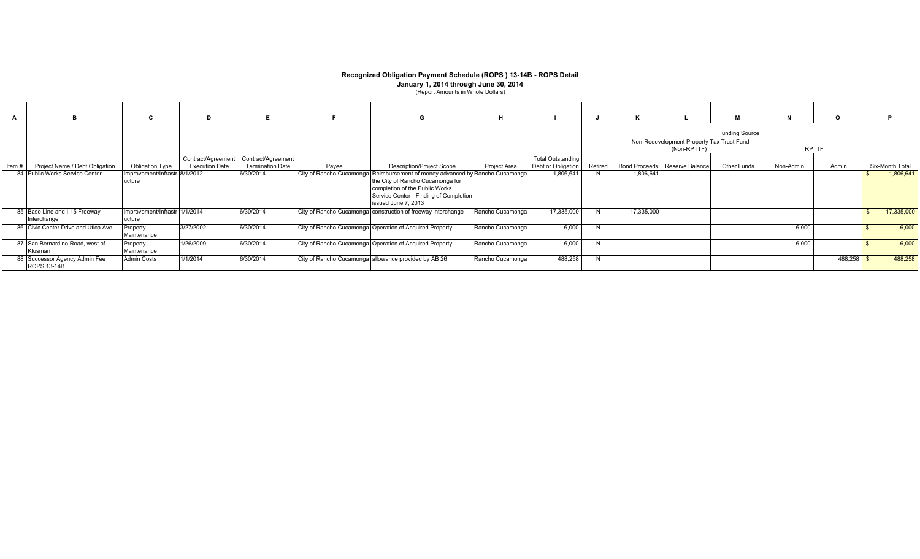# Recognized Obligation Payment Schedule (ROPS ) 13-14B - ROPS Detail

**January 1, 2014 through June 30, 2014**

(Report Amounts in Whole Dollars)

| A | B | C | D | E | F | G | H | I | J | K | L | M | N | O | P |
|---|---|---|---|---|---|---|---|---|---|---|---|---|---|---|---|
| | | | | | | | | | | Funding Source | | | | | |
| | | | | | | | | | | Non-Redevelopment Property Tax Trust Fund (Non-RPTTF) | | | RPTTF | | |
| Item # | Project Name / Debt Obligation | Obligation Type | Contract/Agreement Execution Date | Contract/Agreement Termination Date | Payee | Description/Project Scope | Project Area | Total Outstanding Debt or Obligation | Retired | Bond Proceeds | Reserve Balance | Other Funds | Non-Admin | Admin | Six-Month Total |
| 84 | Public Works Service Center | Improvement/Infrastructure | 8/1/2012 | 6/30/2014 | City of Rancho Cucamonga | Reimbursement of money advanced by the City of Rancho Cucamonga for completion of the Public Works Service Center - Finding of Completion issued June 7, 2013 | Rancho Cucamonga | 1,806,641 | N | 1,806,641 | | | | | $ 1,806,641 |
| 85 | Base Line and I-15 Freeway Interchange | Improvement/Infrastructure | 1/1/2014 | 6/30/2014 | City of Rancho Cucamonga | construction of freeway interchange | Rancho Cucamonga | 17,335,000 | N | 17,335,000 | | | | | $ 17,335,000 |
| 86 | Civic Center Drive and Utica Ave | Property Maintenance | 3/27/2002 | 6/30/2014 | City of Rancho Cucamonga | Operation of Acquired Property | Rancho Cucamonga | 6,000 | N | | | | 6,000 | | $ 6,000 |
| 87 | San Bernardino Road, west of Klusman | Property Maintenance | 1/26/2009 | 6/30/2014 | City of Rancho Cucamonga | Operation of Acquired Property | Rancho Cucamonga | 6,000 | N | | | | 6,000 | | $ 6,000 |
| 88 | Successor Agency Admin Fee ROPS 13-14B | Admin Costs | 1/1/2014 | 6/30/2014 | City of Rancho Cucamonga | allowance provided by AB 26 | Rancho Cucamonga | 488,258 | N | | | | | 488,258 | $ 488,258 |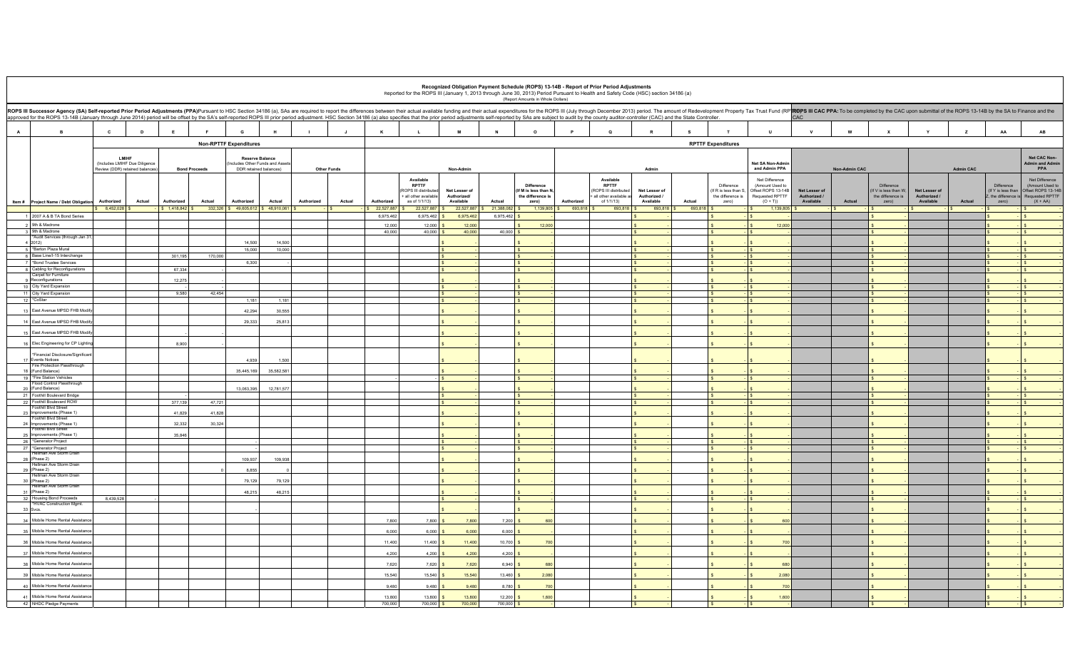# Recognized Obligation Payment Schedule (ROPS) 13-14B - Report of Prior Period Adjustments

Reported for the ROPS III (January 1, 2013 through June 30, 2013) Period Pursuant to Health and Safety Code (HSC) section 34186 (a)

(Report Amounts in Whole Dollars)

ROPS III Successor Agency (SA) Self-reported Prior Period Adjustments (PPA):Pursuant to HSC Section 34186 (a), SAs are required to report the differences between their actual available funding and their actual expenditures for the ROPS III (July through December 2013) period. The amount of Redevelopment Property Tax Trust Fund (RPTTF) approved for the ROPS 13-14B (January through June 2014) period will be offset by the SA's self-reported ROPS III prior period adjustment. HSC Section 34186 (a) also specifies that the prior period adjustments self-reported by SAs are subject to audit by the county auditor-controller (CAC) and the State Controller.

ROPS III CAC PPA: To be completed by the CAC upon submittal of the ROPS 13-14B by the SA to Finance and the CAC

| A | B | C | D | E | F | G | H | I | J | K | L | M | N | O | P | Q | R | S | T | U | V | W | X | Y | Z | AA | AB |
|---|---|---|---|---|---|---|---|---|---|---|---|---|---|---|---|---|---|---|---|---|---|---|---|---|---|---|---|
| | | Non-RPTTF Expenditures | | | | | | | | RPTTF Expenditures | | | | | | | | | | | | | | | | | |
| | | LMIHF (Includes LMIHF Due Diligence Review (DDR) retained balances) | | Bond Proceeds | | Reserve Balance (Includes Other Funds and Assets DDR retained balances) | | Other Funds | | Non-Admin | | | | | Admin | | | | | Net SA Non-Admin and Admin PPA | Non-Admin CAC | | | Admin CAC | | | Net CAC Non-Admin and Admin PPA |
| Item # | Project Name / Debt Obligation | Authorized | Actual | Authorized | Actual | Authorized | Actual | Authorized | Actual | Authorized | Available RPTTF (ROPS III distributed + all other available as of 1/1/13) | Net Lesser of Authorized/ Available | Actual | Difference (If M is less than N, the difference is zero) | Authorized | Available RPTTF (ROPS III distributed + all other available as of 1/1/13) | Net Lesser of Authorized / Available | Actual | Difference (If R is less than S, the difference is zero) | Net Difference (Amount Used to Offset ROPS 13-14B Requested RPTTF (O + T)) | Net Lesser of Authorized / Available | Actual | Difference (If V is less than W, the difference is zero) | Net Lesser of Authorized / Available | Actual | Difference (If Y is less than Z, the difference is zero) | Net Difference (Amount Used to Offset ROPS 13-14B Requested RPTTF (X + AA)) |
| | | $ 8,452,026 | $ - | $ 1,418,842 | $ 332,326 | $ 49,605,612 | $ 48,910,061 | $ - | $ - | $ 22,527,887 | $ 22,527,887 | $ 22,527,887 | $ 21,388,082 | $ 1,139,805 | 693,818 | $ 693,818 | $ 693,818 | $ 693,818 | $ - | $ 1,139,805 | $ - | $ - | $ - | $ - | $ - | $ - | $ - |
| 1 | 2007 A & B TA Bond Series | | | | | | | | | 6,975,462 | 6,975,462 | $ 6,975,462 | 6,975,462 | $ - | | | $ - | | $ - | $ - | | | $ - | | | $ - | $ - |
| 2 | 9th & Madrone | | | | | | | | | 12,000 | 12,000 | $ 12,000 | | $ 12,000 | | | $ - | | $ - | $ 12,000 | | | $ - | | | $ - | $ - |
| 3 | 9th & Madrone | | | | | | | | | 40,000 | 40,000 | $ 40,000 | 40,000 | $ - | | | $ - | | $ - | $ - | | | $ - | | | $ - | $ - |
| 4 | *Audit Services (through Jan 31, 2012) | | | | | 14,500 | 14,500 | | | | | $ - | | $ - | | | $ - | | $ - | $ - | | | $ - | | | $ - | $ - |
| 5 | *Barton Plaza Mural | | | | | 15,000 | 10,000 | | | | | $ - | | $ - | | | $ - | | $ - | $ - | | | $ - | | | $ - | $ - |
| 6 | Base Line/I-15 Interchange | | | 301,195 | 170,000 | | | | | | | $ - | | $ - | | | $ - | | $ - | $ - | | | $ - | | | $ - | $ - |
| 7 | *Bond Trustee Services | | | | | 6,300 | - | | | | | $ - | | $ - | | | $ - | | $ - | $ - | | | $ - | | | $ - | $ - |
| 8 | Cabling for Reconfigurations | | | 67,334 | - | | | | | | | $ - | | $ - | | | $ - | | $ - | $ - | | | $ - | | | $ - | $ - |
| 9 | Carpet for Furniture Reconfigurations | | | 12,275 | - | | | | | | | $ - | | $ - | | | $ - | | $ - | $ - | | | $ - | | | $ - | $ - |
| 10 | City Yard Expansion | | | - | - | | | | | | | $ - | | $ - | | | $ - | | $ - | $ - | | | $ - | | | $ - | $ - |
| 11 | City Yard Expansion | | | 9,580 | 42,454 | | | | | | | $ - | | $ - | | | $ - | | $ - | $ - | | | $ - | | | $ - | $ - |
| 12 | *CoStar | | | | | 1,181 | 1,181 | | | | | $ - | | $ - | | | $ - | | $ - | $ - | | | $ - | | | $ - | $ - |
| 13 | East Avenue MPSD FHB Modify | | | | | 42,294 | 30,555 | | | | | $ - | | $ - | | | $ - | | $ - | $ - | | | $ - | | | $ - | $ - |
| 14 | East Avenue MPSD FHB Modify | | | | | 29,333 | 25,813 | | | | | $ - | | $ - | | | $ - | | $ - | $ - | | | $ - | | | $ - | $ - |
| 15 | East Avenue MPSD FHB Modify | | | - | - | | | | | | | $ - | | $ - | | | $ - | | $ - | $ - | | | $ - | | | $ - | $ - |
| 16 | Elec Engineering for CP Lighting | | | 8,900 | - | | | | | | | $ - | | $ - | | | $ - | | $ - | $ - | | | $ - | | | $ - | $ - |
| 17 | *Financial Disclosure/Significant Events Notices | | | | | 4,939 | 1,500 | | | | | $ - | | $ - | | | $ - | | $ - | $ - | | | $ - | | | $ - | $ - |
| 18 | Fire Protection Passthrough (Fund Balance) | | | | | 35,445,169 | 35,582,581 | | | | | $ - | | $ - | | | $ - | | $ - | $ - | | | $ - | | | $ - | $ - |
| 19 | *Fire Station Vehicles | | | | | | | | | - | - | $ - | | $ - | | | $ - | | $ - | $ - | | | $ - | | | $ - | $ - |
| 20 | Flood Control Passthrough (Fund Balance) | | | | | 13,063,395 | 12,781,577 | | | | | $ - | | $ - | | | $ - | | $ - | $ - | | | $ - | | | $ - | $ - |
| 21 | Foothill Boulevard Bridge | | | - | - | | | | | | | $ - | | $ - | | | $ - | | $ - | $ - | | | $ - | | | $ - | $ - |
| 22 | Foothill Boulevard ROW | | | 377,139 | 47,721 | | | | | | | $ - | | $ - | | | $ - | | $ - | $ - | | | $ - | | | $ - | $ - |
| 23 | Foothill Blvd Street Improvements (Phase 1) | | | 41,829 | 41,828 | | | | | | | $ - | | $ - | | | $ - | | $ - | $ - | | | $ - | | | $ - | $ - |
| 24 | Foothill Blvd Street Improvements (Phase 1) | | | 32,332 | 30,324 | | | | | | | $ - | | $ - | | | $ - | | $ - | $ - | | | $ - | | | $ - | $ - |
| 25 | Foothill Blvd Street Improvements (Phase 1) | | | 35,846 | - | | | | | | | $ - | | $ - | | | $ - | | $ - | $ - | | | $ - | | | $ - | $ - |
| 26 | *Generator Project | | | | | - | - | | | | | $ - | | $ - | | | $ - | | $ - | $ - | | | $ - | | | $ - | $ - |
| 27 | *Generator Project | | | | | - | - | | | | | $ - | | $ - | | | $ - | | $ - | $ - | | | $ - | | | $ - | $ - |
| 28 | Hellman Ave Storm Drain (Phase 2) | | | | | 109,937 | 109,938 | | | | | $ - | | $ - | | | $ - | | $ - | $ - | | | $ - | | | $ - | $ - |
| 29 | Hellman Ave Storm Drain (Phase 2) | | | | 0 | 8,855 | 0 | | | | | $ - | | $ - | | | $ - | | $ - | $ - | | | $ - | | | $ - | $ - |
| 30 | Hellman Ave Storm Drain (Phase 2) | | | | | 79,129 | 79,129 | | | | | $ - | | $ - | | | $ - | | $ - | $ - | | | $ - | | | $ - | $ - |
| 31 | Hellman Ave Storm Drain (Phase 2) | | | | | 48,215 | 48,215 | | | | | $ - | | $ - | | | $ - | | $ - | $ - | | | $ - | | | $ - | $ - |
| 32 | Housing Bond Proceeds | 8,439,528 | - | | | | | | | | | $ - | | $ - | | | $ - | | $ - | $ - | | | $ - | | | $ - | $ - |
| 33 | *HVAC Construction Mgmt. Svcs. | | | | | - | | | | | | $ - | | $ - | | | $ - | | $ - | $ - | | | $ - | | | $ - | $ - |
| 34 | Mobile Home Rental Assistance | | | | | | | | | 7,800 | 7,800 | $ 7,800 | 7,200 | $ 600 | | | $ - | | $ - | $ 600 | | | $ - | | | $ - | $ - |
| 35 | Mobile Home Rental Assistance | | | | | | | | | 6,000 | 6,000 | $ 6,000 | 6,000 | $ - | | | $ - | | $ - | $ - | | | $ - | | | $ - | $ - |
| 36 | Mobile Home Rental Assistance | | | | | | | | | 11,400 | 11,400 | $ 11,400 | 10,700 | $ 700 | | | $ - | | $ - | $ 700 | | | $ - | | | $ - | $ - |
| 37 | Mobile Home Rental Assistance | | | | | | | | | 4,200 | 4,200 | $ 4,200 | 4,200 | $ - | | | $ - | | $ - | $ - | | | $ - | | | $ - | $ - |
| 38 | Mobile Home Rental Assistance | | | | | | | | | 7,620 | 7,620 | $ 7,620 | 6,940 | $ 680 | | | $ - | | $ - | $ 680 | | | $ - | | | $ - | $ - |
| 39 | Mobile Home Rental Assistance | | | | | | | | | 15,540 | 15,540 | $ 15,540 | 13,460 | $ 2,080 | | | $ - | | $ - | $ 2,080 | | | $ - | | | $ - | $ - |
| 40 | Mobile Home Rental Assistance | | | | | | | | | 9,480 | 9,480 | $ 9,480 | 8,780 | $ 700 | | | $ - | | $ - | $ 700 | | | $ - | | | $ - | $ - |
| 41 | Mobile Home Rental Assistance | | | | | | | | | 13,800 | 13,800 | $ 13,800 | 12,200 | $ 1,600 | | | $ - | | $ - | $ 1,600 | | | $ - | | | $ - | $ - |
| 42 | NHDC Pledge Payments | | | | | | | | | 700,000 | 700,000 | $ 700,000 | 700,000 | $ - | | | $ - | | $ - | $ - | | | $ - | | | $ - | $ - |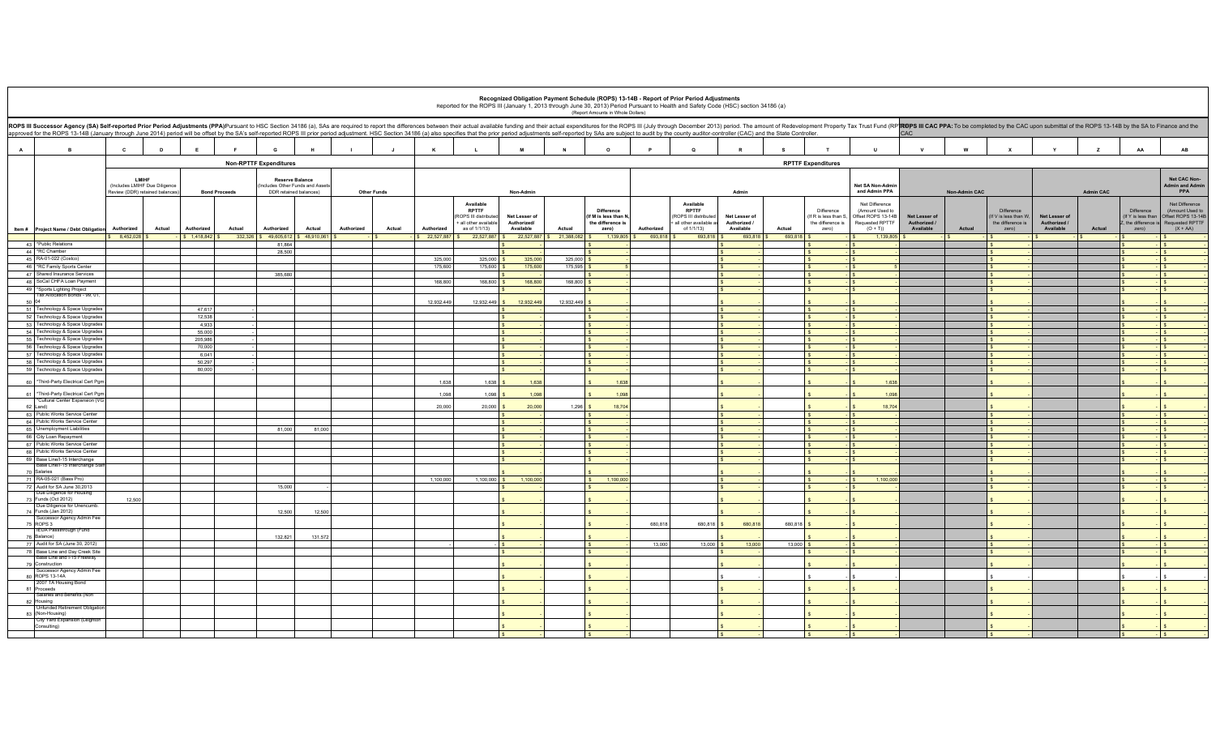# Recognized Obligation Payment Schedule (ROPS) 13-14B - Report of Prior Period Adjustments

Reported for the ROPS III (January 1, 2013 through June 30, 2013) Period Pursuant to Health and Safety Code (HSC) section 34186 (a)

(Report Amounts in Whole Dollars)

**ROPS III Successor Agency (SA) Self-reported Prior Period Adjustments (PPA)**Pursuant to HSC Section 34186 (a), SAs are required to report the differences between their actual available funding and their actual expenditures for the ROPS III (July through December 2013) period. The amount of Redevelopment Property Tax Trust Fund (RPTTF) approved for the ROPS 13-14B (January through June 2014) period will be offset by the SA's self-reported ROPS III prior period adjustment. HSC Section 34186 (a) also specifies that the prior period adjustments self-reported by SAs are subject to audit by the county auditor-controller (CAC) and the State Controller.

**ROPS III CAC PPA:** To be completed by the CAC upon submittal of the ROPS 13-14B by the SA to Finance and the CAC

| A | B | C | D | E | F | G | H | I | J | K | L | M | N | O | P | Q | R | S | T | U | V | W | X | Y | Z | AA | AB |
|---|---|---|---|---|---|---|---|---|---|---|---|---|---|---|---|---|---|---|---|---|---|---|---|---|---|---|---|
| | | Non-RPTTF Expenditures | | | | | | | | RPTTF Expenditures | | | | | | | | | | | | | | | | | |
| | | LMIHF (Includes LMIHF Due Diligence Review (DDR) retained balances) | | Bond Proceeds | | Reserve Balance (Includes Other Funds and Assets DDR retained balances) | | Other Funds | | Non-Admin | | | | | Admin | | | | | Net SA Non-Admin and Admin PPA | Non-Admin CAC | | | Admin CAC | | | Net CAC Non-Admin and Admin PPA |
| Item # | Project Name / Debt Obligation | Authorized | Actual | Authorized | Actual | Authorized | Actual | Authorized | Actual | Authorized | Available RPTTF (ROPS III distributed + all other available as of 1/1/13) | Net Lesser of Authorized/ Available | Actual | Difference (If M is less than N, the difference is zero) | Authorized | Available RPTTF (ROPS III distributed + all other available as of 1/1/13) | Net Lesser of Authorized / Available | Actual | Difference (If R is less than S, the difference is zero) | Net Difference (Amount Used to Offset ROPS 13-14B Requested RPTTF (O + T)) | Net Lesser of Authorized / Available | Actual | Difference (If V is less than W, the difference is zero) | Net Lesser of Authorized / Available | Actual | Difference (If Y is less than Z, the difference is zero) | Net Difference (Amount Used to Offset ROPS 13-14B Requested RPTTF (X + AA)) |
| | | $ 8,452,026 | $ - | $ 1,418,842 | $ 332,326 | $ 49,605,612 | $ 48,910,061 | $ - | $ - | $ 22,527,887 | $ 22,527,887 | $ 22,527,887 | $ 21,388,082 | $ 1,139,805 | $ 693,818 | $ 693,818 | $ 693,818 | $ 693,818 | $ - | $ 1,139,805 | $ - | $ - | $ - | $ - | $ - | $ - | $ - |
| 43 | *Public Relations | | | | | 81,864 | | | | | | $ - | | $ - | | | $ - | | $ - | $ - | | | $ - | | | $ - | $ - |
| 44 | *RC Chamber | | | | | 28,500 | | | | | | $ - | | $ - | | | $ - | | $ - | $ - | | | $ - | | | $ - | $ - |
| 45 | RA-01-022 (Costco) | | | | | | | | | 325,000 | 325,000 | $ 325,000 | 325,000 | $ - | | | $ - | | $ - | $ - | | | $ - | | | $ - | $ - |
| 46 | *RC Family Sports Center | | | | | | | | | 175,600 | 175,600 | $ 175,600 | 175,595 | $ 5 | | | $ - | | $ - | $ 5 | | | $ - | | | $ - | $ - |
| 47 | Shared Insurance Services | | | | | 385,880 | | | | | | $ - | | $ - | | | $ - | | $ - | $ - | | | $ - | | | $ - | $ - |
| 48 | SoCal CHFA Loan Payment | | | | | | | | | 168,800 | 168,800 | $ 168,800 | 168,800 | $ - | | | $ - | | $ - | $ - | | | $ - | | | $ - | $ - |
| 49 | *Sports Lighting Project | | | | | - | | | | | | $ - | | $ - | | | $ - | | $ - | $ - | | | $ - | | | $ - | $ - |
| 50 | Tax Allocation Bonds - 99, 01, 04 | | | | | | | | | 12,932,449 | 12,932,449 | $ 12,932,449 | 12,932,449 | $ - | | | $ - | | $ - | $ - | | | $ - | | | $ - | $ - |
| 51 | Technology & Space Upgrades | | | 47,617 | - | | | | | | | $ - | | $ - | | | $ - | | $ - | $ - | | | $ - | | | $ - | $ - |
| 52 | Technology & Space Upgrades | | | 12,538 | - | | | | | | | $ - | | $ - | | | $ - | | $ - | $ - | | | $ - | | | $ - | $ - |
| 53 | Technology & Space Upgrades | | | 4,933 | - | | | | | | | $ - | | $ - | | | $ - | | $ - | $ - | | | $ - | | | $ - | $ - |
| 54 | Technology & Space Upgrades | | | 55,000 | - | | | | | | | $ - | | $ - | | | $ - | | $ - | $ - | | | $ - | | | $ - | $ - |
| 55 | Technology & Space Upgrades | | | 205,986 | - | | | | | | | $ - | | $ - | | | $ - | | $ - | $ - | | | $ - | | | $ - | $ - |
| 56 | Technology & Space Upgrades | | | 70,000 | - | | | | | | | $ - | | $ - | | | $ - | | $ - | $ - | | | $ - | | | $ - | $ - |
| 57 | Technology & Space Upgrades | | | 6,041 | - | | | | | | | $ - | | $ - | | | $ - | | $ - | $ - | | | $ - | | | $ - | $ - |
| 58 | Technology & Space Upgrades | | | 50,297 | - | | | | | | | $ - | | $ - | | | $ - | | $ - | $ - | | | $ - | | | $ - | $ - |
| 59 | Technology & Space Upgrades | | | 80,000 | - | | | | | | | $ - | | $ - | | | $ - | | $ - | $ - | | | $ - | | | $ - | $ - |
| 60 | *Third-Party Electrical Cert Pgm | | | | | | | | | 1,638 | 1,638 | $ 1,638 | | $ 1,638 | | | $ - | | $ - | $ 1,638 | | | $ - | | | $ - | $ - |
| 61 | *Third-Party Electrical Cert Pgm | | | | | | | | | 1,098 | 1,098 | $ 1,098 | | $ 1,098 | | | $ - | | $ - | $ 1,098 | | | $ - | | | $ - | $ - |
| 62 | *Cultural Center Expansion (VG Land) | | | | | | | | | 20,000 | 20,000 | $ 20,000 | 1,296 | $ 18,704 | | | $ - | | $ - | $ 18,704 | | | $ - | | | $ - | $ - |
| 63 | Public Works Service Center | | | | | | | | | | | $ - | | $ - | | | $ - | | $ - | $ - | | | $ - | | | $ - | $ - |
| 64 | Public Works Service Center | | | | | | | | | | | $ - | | $ - | | | $ - | | $ - | $ - | | | $ - | | | $ - | $ - |
| 65 | Unemployment Liabilities | | | | | 81,000 | 81,000 | | | | | $ - | | $ - | | | $ - | | $ - | $ - | | | $ - | | | $ - | $ - |
| 66 | City Loan Repayment | | | | | | | | | | | $ - | | $ - | | | $ - | | $ - | $ - | | | $ - | | | $ - | $ - |
| 67 | Public Works Service Center | | | | | | | | | | | $ - | | $ - | | | $ - | | $ - | $ - | | | $ - | | | $ - | $ - |
| 68 | Public Works Service Center | | | | | | | | | | | $ - | | $ - | | | $ - | | $ - | $ - | | | $ - | | | $ - | $ - |
| 69 | Base Line/I-15 Interchange | | | | | | | | | | | $ - | | $ - | | | $ - | | $ - | $ - | | | $ - | | | $ - | $ - |
| 70 | Base Line/I-15 Interchange Staff Salaries | | | | | | | | | | | $ - | | $ - | | | $ - | | $ - | $ - | | | $ - | | | $ - | $ - |
| 71 | RA-05-021 (Bass Pro) | | | | | | | | | 1,100,000 | 1,100,000 | $ 1,100,000 | | $ 1,100,000 | | | $ - | | $ - | $ 1,100,000 | | | $ - | | | $ - | $ - |
| 72 | Audit for SA June 30,2013 | | | | | 15,000 | - | | | | | $ - | | $ - | | | $ - | | $ - | $ - | | | $ - | | | $ - | $ - |
| 73 | Due Diligence for Housing Funds (Oct 2012) | 12,500 | | | | | | | | | | $ - | | $ - | | | $ - | | $ - | $ - | | | $ - | | | $ - | $ - |
| 74 | Due Diligence for Unencumb. Funds (Jan 2012) | | | | | 12,500 | 12,500 | | | | | $ - | | $ - | | | $ - | | $ - | $ - | | | $ - | | | $ - | $ - |
| 75 | Successor Agency Admin Fee ROPS 3 | | | | | | | | | | | $ - | | $ - | 680,818 | 680,818 | $ 680,818 | 680,818 | $ - | $ - | | | $ - | | | $ - | $ - |
| 76 | TEUA Passthrough (Fund Balance) | | | | | 132,821 | 131,572 | | | | | $ - | | $ - | | | $ - | | $ - | $ - | | | $ - | | | $ - | $ - |
| 77 | Audit for SA (June 30, 2012) | | | | | | | | | - | | $ - | | $ - | 13,000 | 13,000 | $ 13,000 | 13,000 | $ - | $ - | | | $ - | | | $ - | $ - |
| 78 | Base Line and Day Creek Site | | | | | | | | | | | $ - | | $ - | | | $ - | | $ - | $ - | | | $ - | | | $ - | $ - |
| 79 | Base Line and I-15 Freeway Construction | | | | | | | | | | | $ - | | $ - | | | $ - | | $ - | $ - | | | $ - | | | $ - | $ - |
| 80 | Successor Agency Admin Fee ROPS 13-14A | | | | | | | | | | | $ - | | $ - | | | $ - | | $ - | $ - | | | $ - | | | $ - | $ - |
| 81 | 2007 TA Housing Bond Proceeds | | | | | | | | | | | $ - | | $ - | | | $ - | | $ - | $ - | | | $ - | | | $ - | $ - |
| 82 | Salaries and Benefits (Non Housing) | | | | | | | | | | | $ - | | $ - | | | $ - | | $ - | $ - | | | $ - | | | $ - | $ - |
| 83 | Unfunded Retirement Obligation (Non-Housing) | | | | | | | | | | | $ - | | $ - | | | $ - | | $ - | $ - | | | $ - | | | $ - | $ - |
| | City Yard Expansion (Leighton Consulting) | | | | | | | | | | | $ - | | $ - | | | $ - | | $ - | $ - | | | $ - | | | $ - | $ - |
| | | | | | | | | | | | | $ - | | $ - | | | $ - | | $ - | $ - | | | $ - | | | $ - | $ - |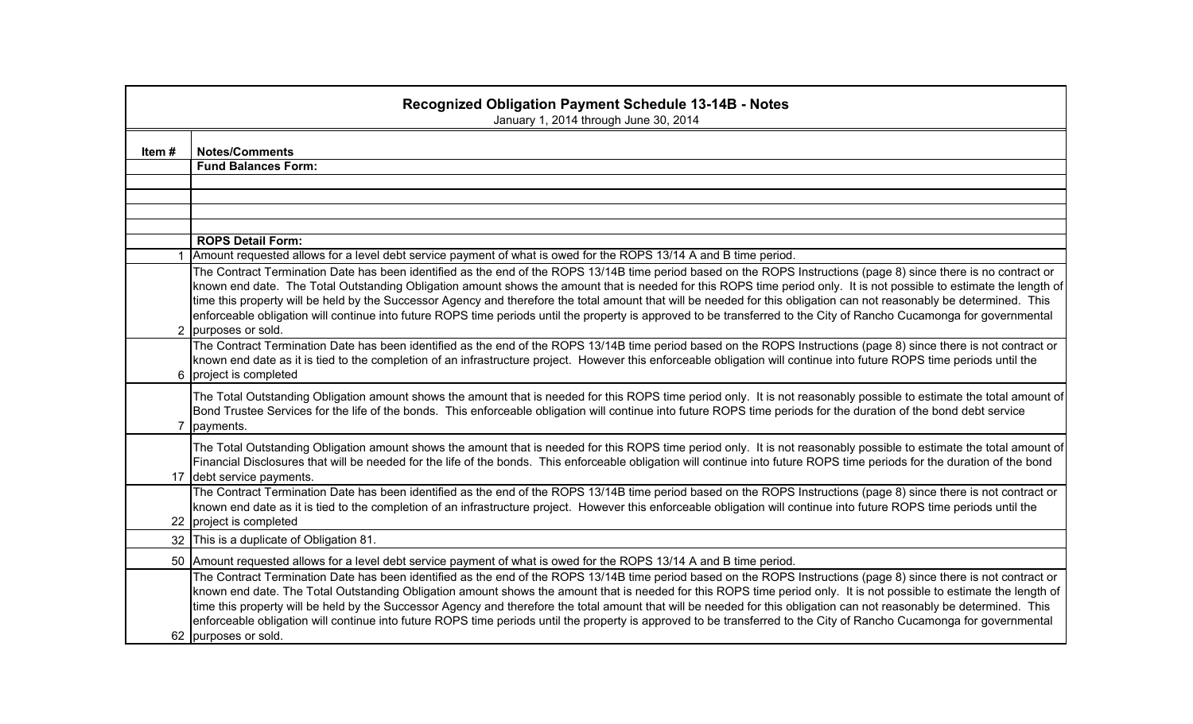# Recognized Obligation Payment Schedule 13-14B - Notes

January 1, 2014 through June 30, 2014

| Item # | Notes/Comments |
|---|---|
| | **Fund Balances Form:** |
| | |
| | |
| | |
| | |
| | **ROPS Detail Form:** |
| 1 | Amount requested allows for a level debt service payment of what is owed for the ROPS 13/14 A and B time period. |
| 2 | The Contract Termination Date has been identified as the end of the ROPS 13/14B time period based on the ROPS Instructions (page 8) since there is no contract or known end date. The Total Outstanding Obligation amount shows the amount that is needed for this ROPS time period only. It is not possible to estimate the length of time this property will be held by the Successor Agency and therefore the total amount that will be needed for this obligation can not reasonably be determined. This enforceable obligation will continue into future ROPS time periods until the property is approved to be transferred to the City of Rancho Cucamonga for governmental purposes or sold. |
| 6 | The Contract Termination Date has been identified as the end of the ROPS 13/14B time period based on the ROPS Instructions (page 8) since there is not contract or known end date as it is tied to the completion of an infrastructure project. However this enforceable obligation will continue into future ROPS time periods until the project is completed |
| 7 | The Total Outstanding Obligation amount shows the amount that is needed for this ROPS time period only. It is not reasonably possible to estimate the total amount of Bond Trustee Services for the life of the bonds. This enforceable obligation will continue into future ROPS time periods for the duration of the bond debt service payments. |
| 17 | The Total Outstanding Obligation amount shows the amount that is needed for this ROPS time period only. It is not reasonably possible to estimate the total amount of Financial Disclosures that will be needed for the life of the bonds. This enforceable obligation will continue into future ROPS time periods for the duration of the bond debt service payments. |
| 22 | The Contract Termination Date has been identified as the end of the ROPS 13/14B time period based on the ROPS Instructions (page 8) since there is not contract or known end date as it is tied to the completion of an infrastructure project. However this enforceable obligation will continue into future ROPS time periods until the project is completed |
| 32 | This is a duplicate of Obligation 81. |
| 50 | Amount requested allows for a level debt service payment of what is owed for the ROPS 13/14 A and B time period. |
| 62 | The Contract Termination Date has been identified as the end of the ROPS 13/14B time period based on the ROPS Instructions (page 8) since there is not contract or known end date. The Total Outstanding Obligation amount shows the amount that is needed for this ROPS time period only. It is not possible to estimate the length of time this property will be held by the Successor Agency and therefore the total amount that will be needed for this obligation can not reasonably be determined. This enforceable obligation will continue into future ROPS time periods until the property is approved to be transferred to the City of Rancho Cucamonga for governmental purposes or sold. |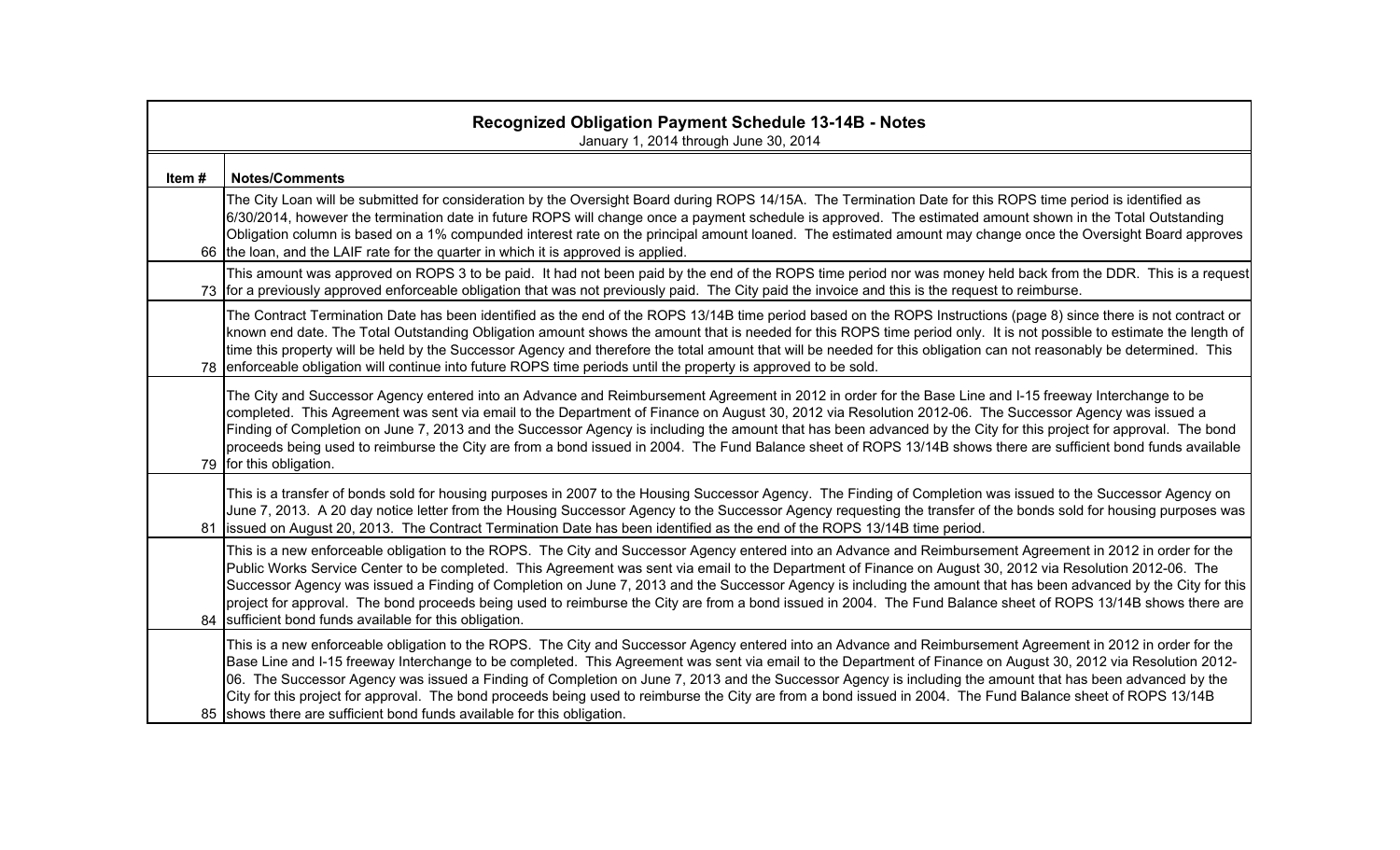| Recognized Obligation Payment Schedule 13-14B - Notes<br>January 1, 2014 through June 30, 2014 | |
|---|---|
| **Item #** | **Notes/Comments** |
| 66 | The City Loan will be submitted for consideration by the Oversight Board during ROPS 14/15A. The Termination Date for this ROPS time period is identified as 6/30/2014, however the termination date in future ROPS will change once a payment schedule is approved. The estimated amount shown in the Total Outstanding Obligation column is based on a 1% compunded interest rate on the principal amount loaned. The estimated amount may change once the Oversight Board approves the loan, and the LAIF rate for the quarter in which it is approved is applied. |
| 73 | This amount was approved on ROPS 3 to be paid. It had not been paid by the end of the ROPS time period nor was money held back from the DDR. This is a request for a previously approved enforceable obligation that was not previously paid. The City paid the invoice and this is the request to reimburse. |
| 78 | The Contract Termination Date has been identified as the end of the ROPS 13/14B time period based on the ROPS Instructions (page 8) since there is not contract or known end date. The Total Outstanding Obligation amount shows the amount that is needed for this ROPS time period only. It is not possible to estimate the length of time this property will be held by the Successor Agency and therefore the total amount that will be needed for this obligation can not reasonably be determined. This enforceable obligation will continue into future ROPS time periods until the property is approved to be sold. |
| 79 | The City and Successor Agency entered into an Advance and Reimbursement Agreement in 2012 in order for the Base Line and I-15 freeway Interchange to be completed. This Agreement was sent via email to the Department of Finance on August 30, 2012 via Resolution 2012-06. The Successor Agency was issued a Finding of Completion on June 7, 2013 and the Successor Agency is including the amount that has been advanced by the City for this project for approval. The bond proceeds being used to reimburse the City are from a bond issued in 2004. The Fund Balance sheet of ROPS 13/14B shows there are sufficient bond funds available for this obligation. |
| 81 | This is a transfer of bonds sold for housing purposes in 2007 to the Housing Successor Agency. The Finding of Completion was issued to the Successor Agency on June 7, 2013. A 20 day notice letter from the Housing Successor Agency to the Successor Agency requesting the transfer of the bonds sold for housing purposes was issued on August 20, 2013. The Contract Termination Date has been identified as the end of the ROPS 13/14B time period. |
| 84 | This is a new enforceable obligation to the ROPS. The City and Successor Agency entered into an Advance and Reimbursement Agreement in 2012 in order for the Public Works Service Center to be completed. This Agreement was sent via email to the Department of Finance on August 30, 2012 via Resolution 2012-06. The Successor Agency was issued a Finding of Completion on June 7, 2013 and the Successor Agency is including the amount that has been advanced by the City for this project for approval. The bond proceeds being used to reimburse the City are from a bond issued in 2004. The Fund Balance sheet of ROPS 13/14B shows there are sufficient bond funds available for this obligation. |
| 85 | This is a new enforceable obligation to the ROPS. The City and Successor Agency entered into an Advance and Reimbursement Agreement in 2012 in order for the Base Line and I-15 freeway Interchange to be completed. This Agreement was sent via email to the Department of Finance on August 30, 2012 via Resolution 2012-06. The Successor Agency was issued a Finding of Completion on June 7, 2013 and the Successor Agency is including the amount that has been advanced by the City for this project for approval. The bond proceeds being used to reimburse the City are from a bond issued in 2004. The Fund Balance sheet of ROPS 13/14B shows there are sufficient bond funds available for this obligation. |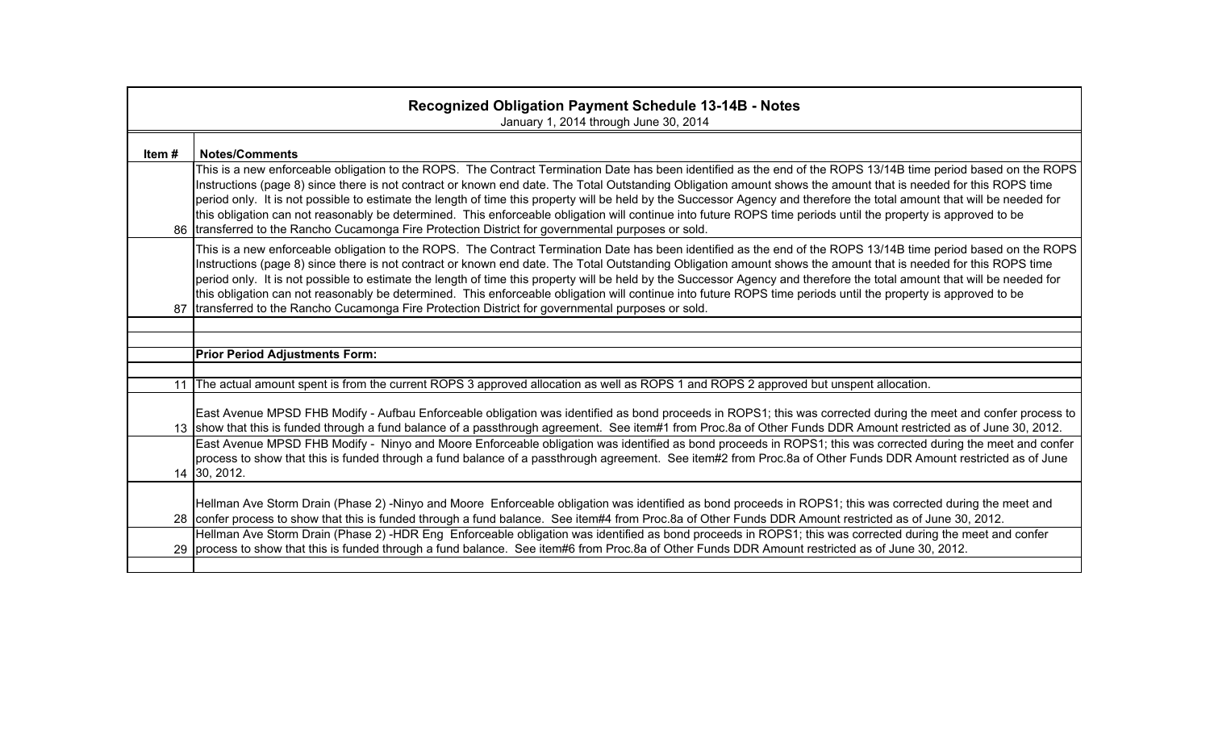## Recognized Obligation Payment Schedule 13-14B - Notes

January 1, 2014 through June 30, 2014

| Item # | Notes/Comments |
|---|---|
| 86 | This is a new enforceable obligation to the ROPS. The Contract Termination Date has been identified as the end of the ROPS 13/14B time period based on the ROPS Instructions (page 8) since there is not contract or known end date. The Total Outstanding Obligation amount shows the amount that is needed for this ROPS time period only. It is not possible to estimate the length of time this property will be held by the Successor Agency and therefore the total amount that will be needed for this obligation can not reasonably be determined. This enforceable obligation will continue into future ROPS time periods until the property is approved to be transferred to the Rancho Cucamonga Fire Protection District for governmental purposes or sold. |
| 87 | This is a new enforceable obligation to the ROPS. The Contract Termination Date has been identified as the end of the ROPS 13/14B time period based on the ROPS Instructions (page 8) since there is not contract or known end date. The Total Outstanding Obligation amount shows the amount that is needed for this ROPS time period only. It is not possible to estimate the length of time this property will be held by the Successor Agency and therefore the total amount that will be needed for this obligation can not reasonably be determined. This enforceable obligation will continue into future ROPS time periods until the property is approved to be transferred to the Rancho Cucamonga Fire Protection District for governmental purposes or sold. |
| | |
| | |
| | **Prior Period Adjustments Form:** |
| | |
| 11 | The actual amount spent is from the current ROPS 3 approved allocation as well as ROPS 1 and ROPS 2 approved but unspent allocation. |
| 13 | East Avenue MPSD FHB Modify - Aufbau Enforceable obligation was identified as bond proceeds in ROPS1; this was corrected during the meet and confer process to show that this is funded through a fund balance of a passthrough agreement. See item#1 from Proc.8a of Other Funds DDR Amount restricted as of June 30, 2012. |
| 14 | East Avenue MPSD FHB Modify - Ninyo and Moore Enforceable obligation was identified as bond proceeds in ROPS1; this was corrected during the meet and confer process to show that this is funded through a fund balance of a passthrough agreement. See item#2 from Proc.8a of Other Funds DDR Amount restricted as of June 30, 2012. |
| 28 | Hellman Ave Storm Drain (Phase 2) -Ninyo and Moore Enforceable obligation was identified as bond proceeds in ROPS1; this was corrected during the meet and confer process to show that this is funded through a fund balance. See item#4 from Proc.8a of Other Funds DDR Amount restricted as of June 30, 2012. |
| 29 | Hellman Ave Storm Drain (Phase 2) -HDR Eng Enforceable obligation was identified as bond proceeds in ROPS1; this was corrected during the meet and confer process to show that this is funded through a fund balance. See item#6 from Proc.8a of Other Funds DDR Amount restricted as of June 30, 2012. |
| | |